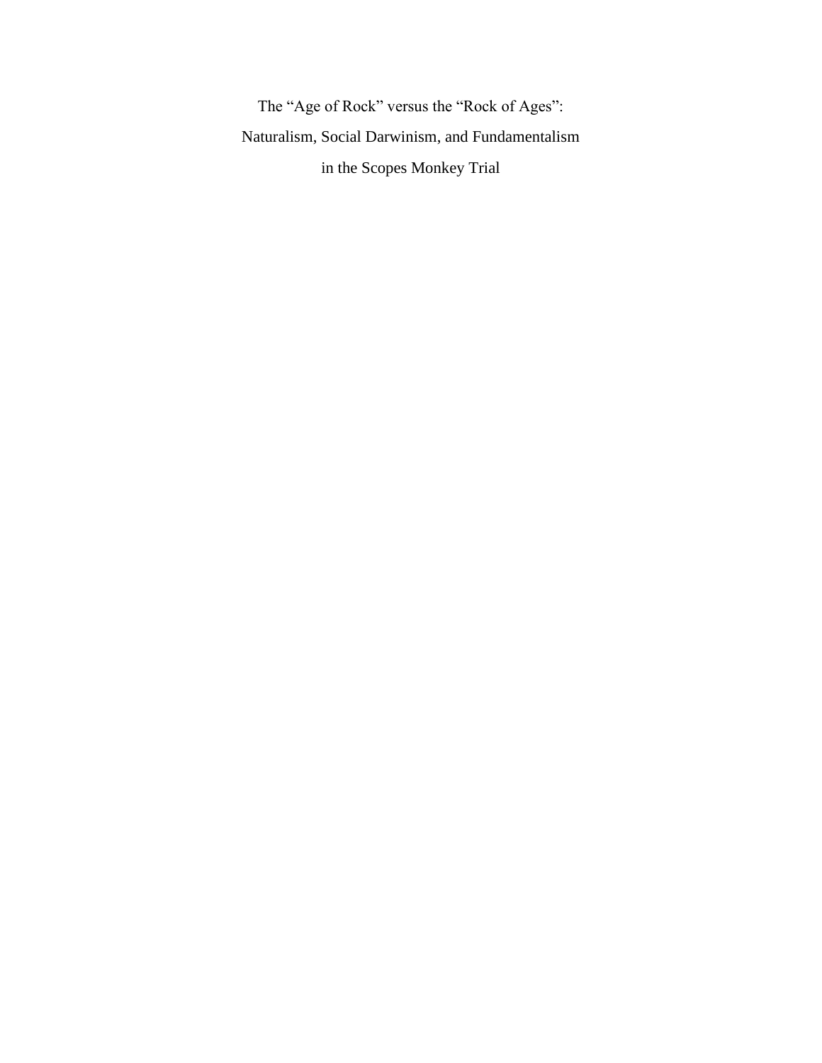# The "Age of Rock" versus the "Rock of Ages": Naturalism, Social Darwinism, and Fundamentalism in the Scopes Monkey Trial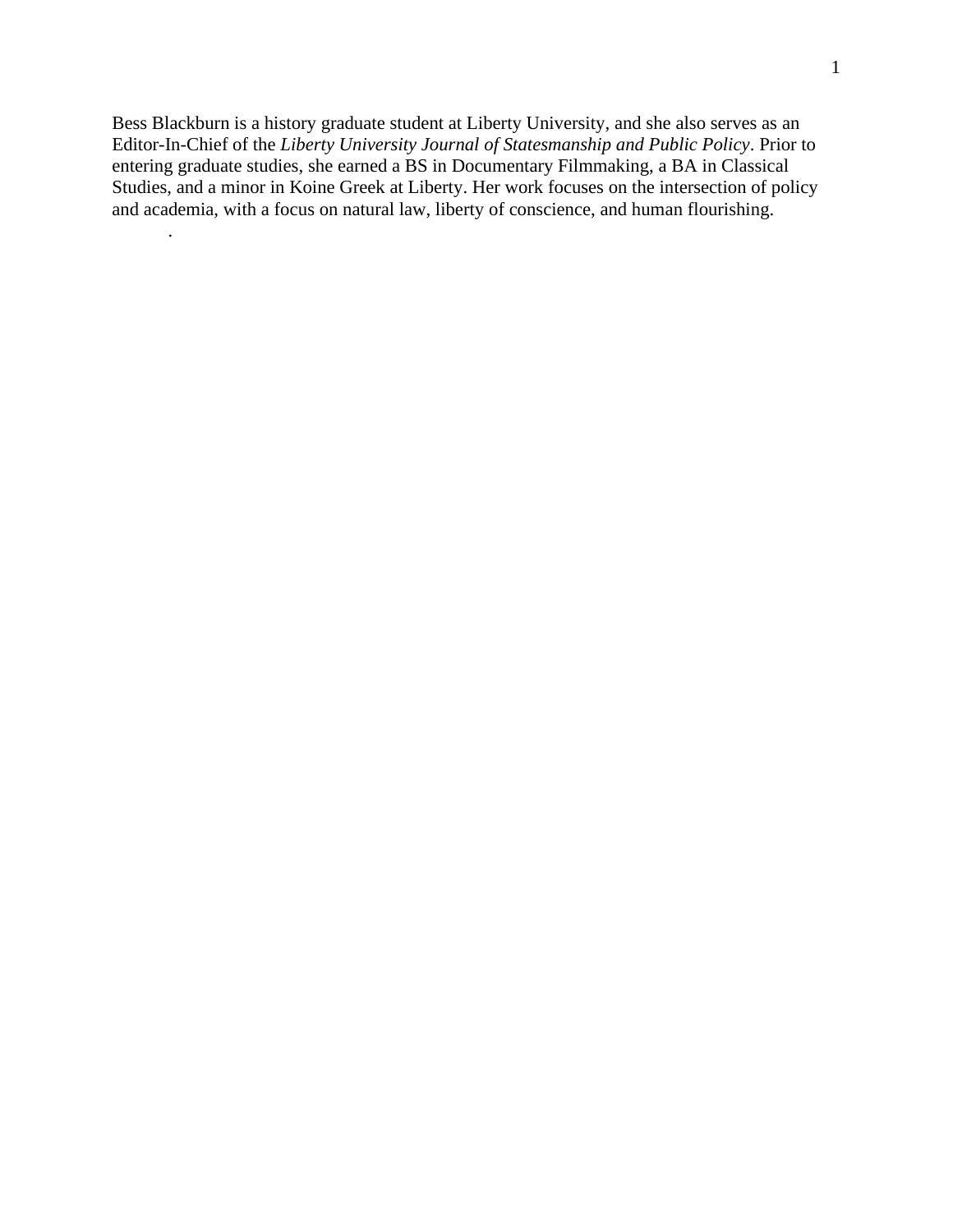Bess Blackburn is a history graduate student at Liberty University, and she also serves as an Editor-In-Chief of the *Liberty University Journal of Statesmanship and Public Policy*. Prior to entering graduate studies, she earned a BS in Documentary Filmmaking, a BA in Classical Studies, and a minor in Koine Greek at Liberty. Her work focuses on the intersection of policy and academia, with a focus on natural law, liberty of conscience, and human flourishing.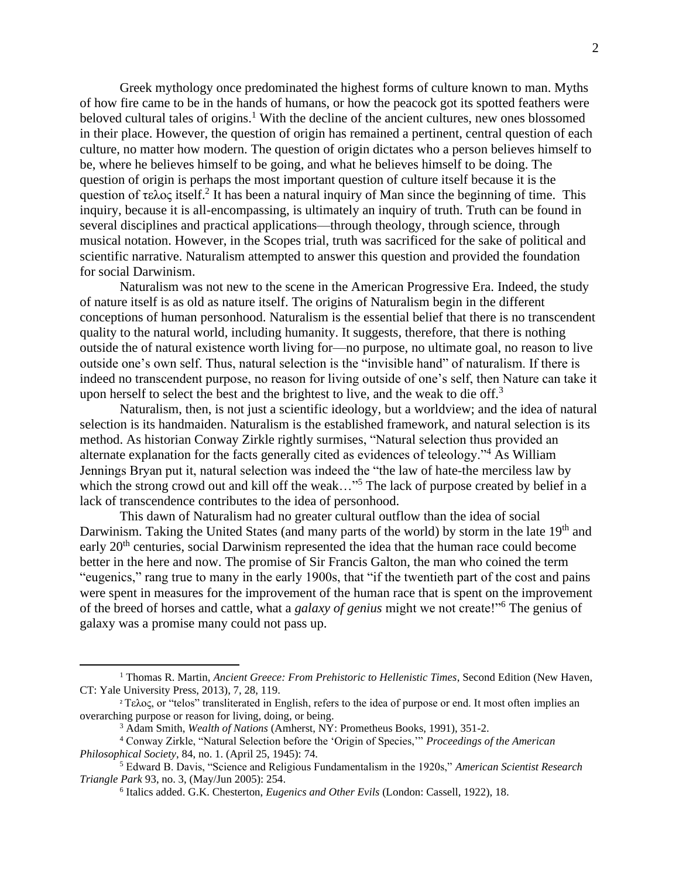Greek mythology once predominated the highest forms of culture known to man. Myths of how fire came to be in the hands of humans, or how the peacock got its spotted feathers were beloved cultural tales of origins.[1] With the decline of the ancient cultures, new ones blossomed in their place. However, the question of origin has remained a pertinent, central question of each culture, no matter how modern. The question of origin dictates who a person believes himself to be, where he believes himself to be going, and what he believes himself to be doing. The question of origin is perhaps the most important question of culture itself because it is the question of τελος itself.[2] It has been a natural inquiry of Man since the beginning of time. This inquiry, because it is all-encompassing, is ultimately an inquiry of truth. Truth can be found in several disciplines and practical applications—through theology, through science, through musical notation. However, in the Scopes trial, truth was sacrificed for the sake of political and scientific narrative. Naturalism attempted to answer this question and provided the foundation for social Darwinism.

Naturalism was not new to the scene in the American Progressive Era. Indeed, the study of nature itself is as old as nature itself. The origins of Naturalism begin in the different conceptions of human personhood. Naturalism is the essential belief that there is no transcendent quality to the natural world, including humanity. It suggests, therefore, that there is nothing outside the of natural existence worth living for—no purpose, no ultimate goal, no reason to live outside one's own self. Thus, natural selection is the "invisible hand" of naturalism. If there is indeed no transcendent purpose, no reason for living outside of one's self, then Nature can take it upon herself to select the best and the brightest to live, and the weak to die off.[3]

Naturalism, then, is not just a scientific ideology, but a worldview; and the idea of natural selection is its handmaiden. Naturalism is the established framework, and natural selection is its method. As historian Conway Zirkle rightly surmises, "Natural selection thus provided an alternate explanation for the facts generally cited as evidences of teleology."[4] As William Jennings Bryan put it, natural selection was indeed the "the law of hate-the merciless law by which the strong crowd out and kill off the weak…"[5] The lack of purpose created by belief in a lack of transcendence contributes to the idea of personhood.

This dawn of Naturalism had no greater cultural outflow than the idea of social Darwinism. Taking the United States (and many parts of the world) by storm in the late 19th and early 20th centuries, social Darwinism represented the idea that the human race could become better in the here and now. The promise of Sir Francis Galton, the man who coined the term "eugenics," rang true to many in the early 1900s, that "if the twentieth part of the cost and pains were spent in measures for the improvement of the human race that is spent on the improvement of the breed of horses and cattle, what a *galaxy of genius* might we not create!"[6] The genius of galaxy was a promise many could not pass up.

---

[1] Thomas R. Martin, *Ancient Greece: From Prehistoric to Hellenistic Times*, Second Edition (New Haven, CT: Yale University Press, 2013), 7, 28, 119.

[2] Τελος, or "telos" transliterated in English, refers to the idea of purpose or end. It most often implies an overarching purpose or reason for living, doing, or being.

[3] Adam Smith, *Wealth of Nations* (Amherst, NY: Prometheus Books, 1991), 351-2.

[4] Conway Zirkle, "Natural Selection before the 'Origin of Species,'" *Proceedings of the American Philosophical Society*, 84, no. 1. (April 25, 1945): 74.

[5] Edward B. Davis, "Science and Religious Fundamentalism in the 1920s," *American Scientist Research Triangle Park* 93, no. 3, (May/Jun 2005): 254.

[6] Italics added. G.K. Chesterton, *Eugenics and Other Evils* (London: Cassell, 1922), 18.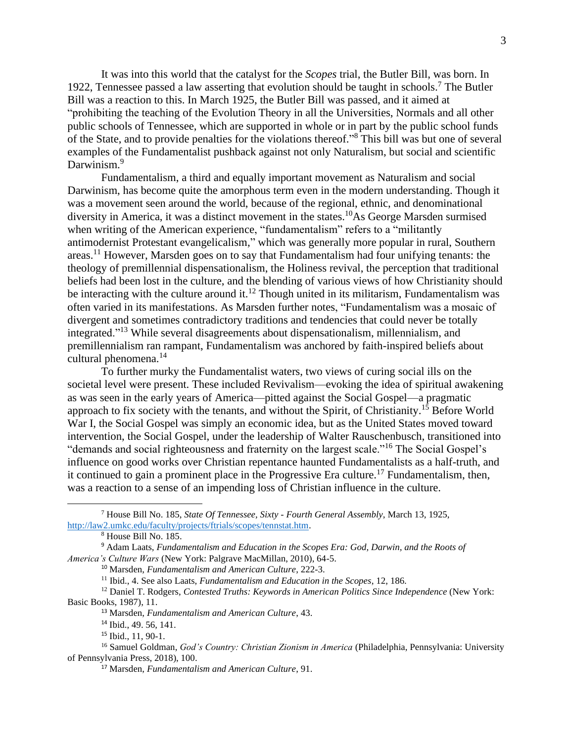It was into this world that the catalyst for the *Scopes* trial, the Butler Bill, was born. In 1922, Tennessee passed a law asserting that evolution should be taught in schools.[7] The Butler Bill was a reaction to this. In March 1925, the Butler Bill was passed, and it aimed at "prohibiting the teaching of the Evolution Theory in all the Universities, Normals and all other public schools of Tennessee, which are supported in whole or in part by the public school funds of the State, and to provide penalties for the violations thereof."[8] This bill was but one of several examples of the Fundamentalist pushback against not only Naturalism, but social and scientific Darwinism.[9]

Fundamentalism, a third and equally important movement as Naturalism and social Darwinism, has become quite the amorphous term even in the modern understanding. Though it was a movement seen around the world, because of the regional, ethnic, and denominational diversity in America, it was a distinct movement in the states.[10]As George Marsden surmised when writing of the American experience, "fundamentalism" refers to a "militantly antimodernist Protestant evangelicalism," which was generally more popular in rural, Southern areas.[11] However, Marsden goes on to say that Fundamentalism had four unifying tenants: the theology of premillennial dispensationalism, the Holiness revival, the perception that traditional beliefs had been lost in the culture, and the blending of various views of how Christianity should be interacting with the culture around it.[12] Though united in its militarism, Fundamentalism was often varied in its manifestations. As Marsden further notes, "Fundamentalism was a mosaic of divergent and sometimes contradictory traditions and tendencies that could never be totally integrated."[13] While several disagreements about dispensationalism, millennialism, and premillennialism ran rampant, Fundamentalism was anchored by faith-inspired beliefs about cultural phenomena.[14]

To further murky the Fundamentalist waters, two views of curing social ills on the societal level were present. These included Revivalism—evoking the idea of spiritual awakening as was seen in the early years of America—pitted against the Social Gospel—a pragmatic approach to fix society with the tenants, and without the Spirit, of Christianity.[15] Before World War I, the Social Gospel was simply an economic idea, but as the United States moved toward intervention, the Social Gospel, under the leadership of Walter Rauschenbusch, transitioned into "demands and social righteousness and fraternity on the largest scale."[16] The Social Gospel's influence on good works over Christian repentance haunted Fundamentalists as a half-truth, and it continued to gain a prominent place in the Progressive Era culture.[17] Fundamentalism, then, was a reaction to a sense of an impending loss of Christian influence in the culture.

---

[7] House Bill No. 185, *State Of Tennessee, Sixty - Fourth General Assembly*, March 13, 1925, http://law2.umkc.edu/faculty/projects/ftrials/scopes/tennstat.htm.

[8] House Bill No. 185.

[9] Adam Laats, *Fundamentalism and Education in the Scopes Era: God, Darwin, and the Roots of America's Culture Wars* (New York: Palgrave MacMillan, 2010), 64-5.

[10] Marsden, *Fundamentalism and American Culture*, 222-3.

[11] Ibid., 4. See also Laats, *Fundamentalism and Education in the Scopes*, 12, 186.

[12] Daniel T. Rodgers, *Contested Truths: Keywords in American Politics Since Independence* (New York: Basic Books, 1987), 11.

[13] Marsden, *Fundamentalism and American Culture*, 43.

[14] Ibid., 49. 56, 141.

[15] Ibid., 11, 90-1.

[16] Samuel Goldman, *God's Country: Christian Zionism in America* (Philadelphia, Pennsylvania: University of Pennsylvania Press, 2018), 100.

[17] Marsden, *Fundamentalism and American Culture*, 91.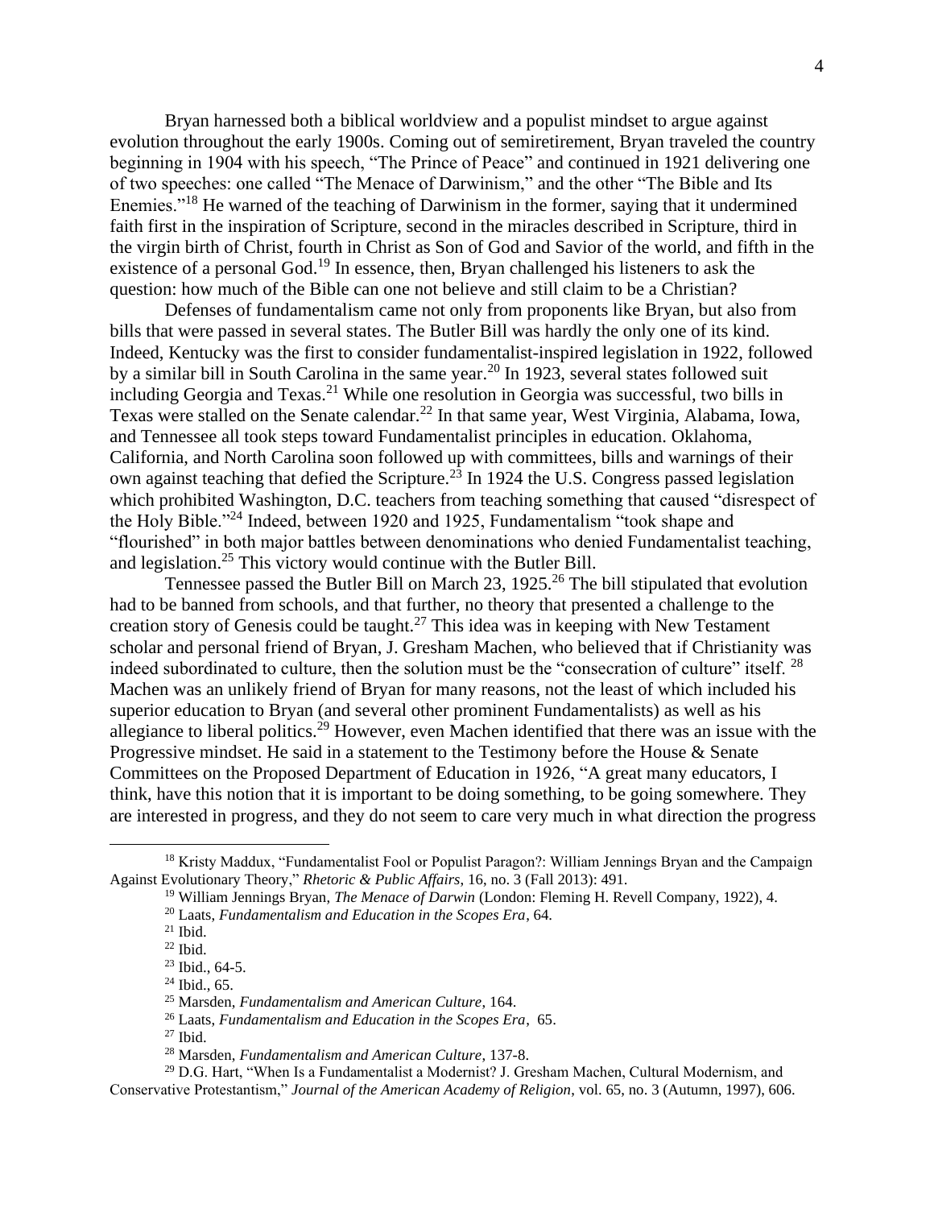Bryan harnessed both a biblical worldview and a populist mindset to argue against evolution throughout the early 1900s. Coming out of semiretirement, Bryan traveled the country beginning in 1904 with his speech, "The Prince of Peace" and continued in 1921 delivering one of two speeches: one called "The Menace of Darwinism," and the other "The Bible and Its Enemies."[18] He warned of the teaching of Darwinism in the former, saying that it undermined faith first in the inspiration of Scripture, second in the miracles described in Scripture, third in the virgin birth of Christ, fourth in Christ as Son of God and Savior of the world, and fifth in the existence of a personal God.[19] In essence, then, Bryan challenged his listeners to ask the question: how much of the Bible can one not believe and still claim to be a Christian?

Defenses of fundamentalism came not only from proponents like Bryan, but also from bills that were passed in several states. The Butler Bill was hardly the only one of its kind. Indeed, Kentucky was the first to consider fundamentalist-inspired legislation in 1922, followed by a similar bill in South Carolina in the same year.[20] In 1923, several states followed suit including Georgia and Texas.[21] While one resolution in Georgia was successful, two bills in Texas were stalled on the Senate calendar.[22] In that same year, West Virginia, Alabama, Iowa, and Tennessee all took steps toward Fundamentalist principles in education. Oklahoma, California, and North Carolina soon followed up with committees, bills and warnings of their own against teaching that defied the Scripture.[23] In 1924 the U.S. Congress passed legislation which prohibited Washington, D.C. teachers from teaching something that caused "disrespect of the Holy Bible."[24] Indeed, between 1920 and 1925, Fundamentalism "took shape and "flourished" in both major battles between denominations who denied Fundamentalist teaching, and legislation.[25] This victory would continue with the Butler Bill.

Tennessee passed the Butler Bill on March 23, 1925.[26] The bill stipulated that evolution had to be banned from schools, and that further, no theory that presented a challenge to the creation story of Genesis could be taught.[27] This idea was in keeping with New Testament scholar and personal friend of Bryan, J. Gresham Machen, who believed that if Christianity was indeed subordinated to culture, then the solution must be the "consecration of culture" itself.[28] Machen was an unlikely friend of Bryan for many reasons, not the least of which included his superior education to Bryan (and several other prominent Fundamentalists) as well as his allegiance to liberal politics.[29] However, even Machen identified that there was an issue with the Progressive mindset. He said in a statement to the Testimony before the House & Senate Committees on the Proposed Department of Education in 1926, "A great many educators, I think, have this notion that it is important to be doing something, to be going somewhere. They are interested in progress, and they do not seem to care very much in what direction the progress

---

[18] Kristy Maddux, "Fundamentalist Fool or Populist Paragon?: William Jennings Bryan and the Campaign Against Evolutionary Theory," *Rhetoric & Public Affairs*, 16, no. 3 (Fall 2013): 491.

[19] William Jennings Bryan, *The Menace of Darwin* (London: Fleming H. Revell Company, 1922), 4.

[20] Laats, *Fundamentalism and Education in the Scopes Era*, 64.

[21] Ibid.

[22] Ibid.

[23] Ibid., 64-5.

[24] Ibid., 65.

[25] Marsden, *Fundamentalism and American Culture*, 164.

[26] Laats, *Fundamentalism and Education in the Scopes Era*, 65.

[27] Ibid.

[28] Marsden, *Fundamentalism and American Culture*, 137-8.

[29] D.G. Hart, "When Is a Fundamentalist a Modernist? J. Gresham Machen, Cultural Modernism, and Conservative Protestantism," *Journal of the American Academy of Religion*, vol. 65, no. 3 (Autumn, 1997), 606.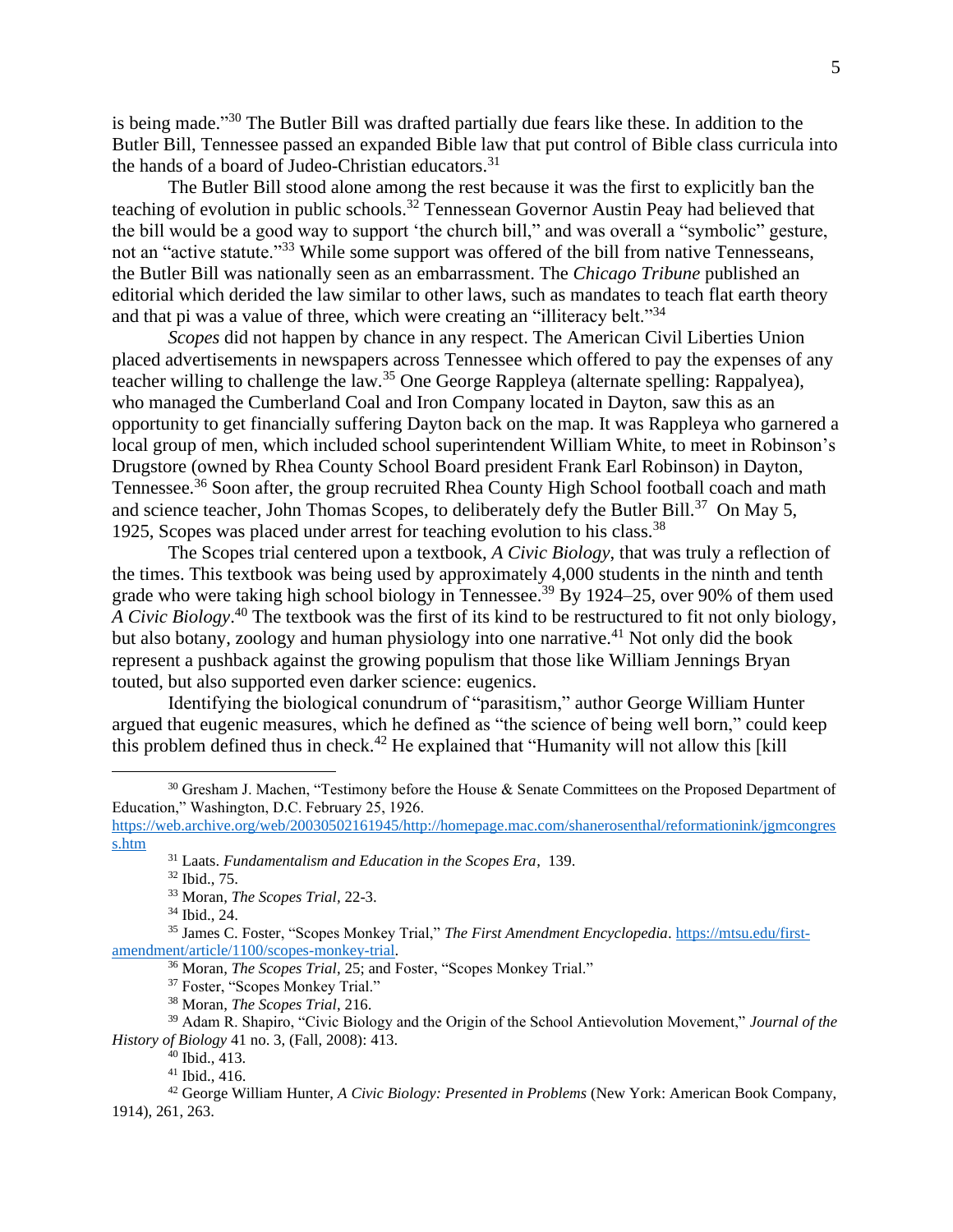is being made."[30] The Butler Bill was drafted partially due fears like these. In addition to the Butler Bill, Tennessee passed an expanded Bible law that put control of Bible class curricula into the hands of a board of Judeo-Christian educators.[31]

The Butler Bill stood alone among the rest because it was the first to explicitly ban the teaching of evolution in public schools.[32] Tennessean Governor Austin Peay had believed that the bill would be a good way to support 'the church bill," and was overall a "symbolic" gesture, not an "active statute."[33] While some support was offered of the bill from native Tennesseans, the Butler Bill was nationally seen as an embarrassment. The *Chicago Tribune* published an editorial which derided the law similar to other laws, such as mandates to teach flat earth theory and that pi was a value of three, which were creating an "illiteracy belt."[34]

*Scopes* did not happen by chance in any respect. The American Civil Liberties Union placed advertisements in newspapers across Tennessee which offered to pay the expenses of any teacher willing to challenge the law.[35] One George Rappleya (alternate spelling: Rappalyea), who managed the Cumberland Coal and Iron Company located in Dayton, saw this as an opportunity to get financially suffering Dayton back on the map. It was Rappleya who garnered a local group of men, which included school superintendent William White, to meet in Robinson's Drugstore (owned by Rhea County School Board president Frank Earl Robinson) in Dayton, Tennessee.[36] Soon after, the group recruited Rhea County High School football coach and math and science teacher, John Thomas Scopes, to deliberately defy the Butler Bill.[37] On May 5, 1925, Scopes was placed under arrest for teaching evolution to his class.[38]

The Scopes trial centered upon a textbook, *A Civic Biology*, that was truly a reflection of the times. This textbook was being used by approximately 4,000 students in the ninth and tenth grade who were taking high school biology in Tennessee.[39] By 1924–25, over 90% of them used *A Civic Biology*.[40] The textbook was the first of its kind to be restructured to fit not only biology, but also botany, zoology and human physiology into one narrative.[41] Not only did the book represent a pushback against the growing populism that those like William Jennings Bryan touted, but also supported even darker science: eugenics.

Identifying the biological conundrum of "parasitism," author George William Hunter argued that eugenic measures, which he defined as "the science of being well born," could keep this problem defined thus in check.[42] He explained that "Humanity will not allow this [kill

---

[30] Gresham J. Machen, "Testimony before the House & Senate Committees on the Proposed Department of Education," Washington, D.C. February 25, 1926. https://web.archive.org/web/20030502161945/http://homepage.mac.com/shanerosenthal/reformationink/jgmcongress.htm

[31] Laats. *Fundamentalism and Education in the Scopes Era*, 139.

[32] Ibid., 75.

[33] Moran, *The Scopes Trial*, 22-3.

[34] Ibid., 24.

[35] James C. Foster, "Scopes Monkey Trial," *The First Amendment Encyclopedia*. https://mtsu.edu/first-amendment/article/1100/scopes-monkey-trial.

[36] Moran, *The Scopes Trial*, 25; and Foster, "Scopes Monkey Trial."

[37] Foster, "Scopes Monkey Trial."

[38] Moran, *The Scopes Trial*, 216.

[39] Adam R. Shapiro, "Civic Biology and the Origin of the School Antievolution Movement," *Journal of the History of Biology* 41 no. 3, (Fall, 2008): 413.

[40] Ibid., 413.

[41] Ibid., 416.

[42] George William Hunter, *A Civic Biology: Presented in Problems* (New York: American Book Company, 1914), 261, 263.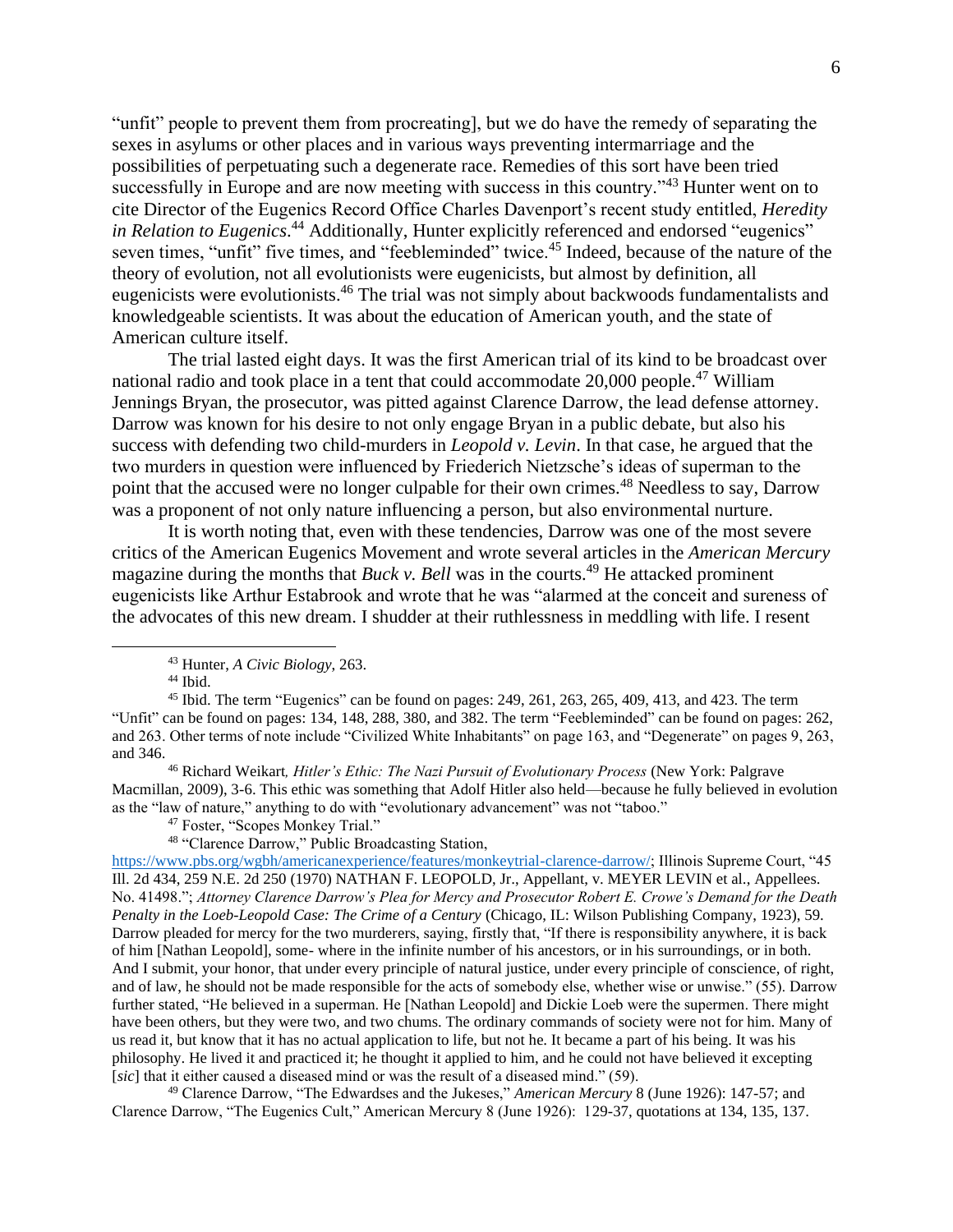"unfit" people to prevent them from procreating], but we do have the remedy of separating the sexes in asylums or other places and in various ways preventing intermarriage and the possibilities of perpetuating such a degenerate race. Remedies of this sort have been tried successfully in Europe and are now meeting with success in this country."[43] Hunter went on to cite Director of the Eugenics Record Office Charles Davenport's recent study entitled, *Heredity in Relation to Eugenics*.[44] Additionally, Hunter explicitly referenced and endorsed "eugenics" seven times, "unfit" five times, and "feebleminded" twice.[45] Indeed, because of the nature of the theory of evolution, not all evolutionists were eugenicists, but almost by definition, all eugenicists were evolutionists.[46] The trial was not simply about backwoods fundamentalists and knowledgeable scientists. It was about the education of American youth, and the state of American culture itself.

The trial lasted eight days. It was the first American trial of its kind to be broadcast over national radio and took place in a tent that could accommodate 20,000 people.[47] William Jennings Bryan, the prosecutor, was pitted against Clarence Darrow, the lead defense attorney. Darrow was known for his desire to not only engage Bryan in a public debate, but also his success with defending two child-murders in *Leopold v. Levin*. In that case, he argued that the two murders in question were influenced by Friederich Nietzsche's ideas of superman to the point that the accused were no longer culpable for their own crimes.[48] Needless to say, Darrow was a proponent of not only nature influencing a person, but also environmental nurture.

It is worth noting that, even with these tendencies, Darrow was one of the most severe critics of the American Eugenics Movement and wrote several articles in the *American Mercury* magazine during the months that *Buck v. Bell* was in the courts.[49] He attacked prominent eugenicists like Arthur Estabrook and wrote that he was "alarmed at the conceit and sureness of the advocates of this new dream. I shudder at their ruthlessness in meddling with life. I resent

---

[43] Hunter, *A Civic Biology*, 263.

[44] Ibid.

[45] Ibid. The term "Eugenics" can be found on pages: 249, 261, 263, 265, 409, 413, and 423. The term "Unfit" can be found on pages: 134, 148, 288, 380, and 382. The term "Feebleminded" can be found on pages: 262, and 263. Other terms of note include "Civilized White Inhabitants" on page 163, and "Degenerate" on pages 9, 263, and 346.

[46] Richard Weikart*, Hitler's Ethic: The Nazi Pursuit of Evolutionary Process* (New York: Palgrave Macmillan, 2009), 3-6. This ethic was something that Adolf Hitler also held—because he fully believed in evolution as the "law of nature," anything to do with "evolutionary advancement" was not "taboo."

[47] Foster, "Scopes Monkey Trial."

[48] "Clarence Darrow," Public Broadcasting Station, https://www.pbs.org/wgbh/americanexperience/features/monkeytrial-clarence-darrow/; Illinois Supreme Court, "45 Ill. 2d 434, 259 N.E. 2d 250 (1970) NATHAN F. LEOPOLD, Jr., Appellant, v. MEYER LEVIN et al., Appellees. No. 41498."; *Attorney Clarence Darrow's Plea for Mercy and Prosecutor Robert E. Crowe's Demand for the Death Penalty in the Loeb-Leopold Case: The Crime of a Century* (Chicago, IL: Wilson Publishing Company, 1923), 59. Darrow pleaded for mercy for the two murderers, saying, firstly that, "If there is responsibility anywhere, it is back of him [Nathan Leopold], some- where in the infinite number of his ancestors, or in his surroundings, or in both. And I submit, your honor, that under every principle of natural justice, under every principle of conscience, of right, and of law, he should not be made responsible for the acts of somebody else, whether wise or unwise." (55). Darrow further stated, "He believed in a superman. He [Nathan Leopold] and Dickie Loeb were the supermen. There might have been others, but they were two, and two chums. The ordinary commands of society were not for him. Many of us read it, but know that it has no actual application to life, but not he. It became a part of his being. It was his philosophy. He lived it and practiced it; he thought it applied to him, and he could not have believed it excepting [*sic*] that it either caused a diseased mind or was the result of a diseased mind." (59).

[49] Clarence Darrow, "The Edwardses and the Jukeses," *American Mercury* 8 (June 1926): 147-57; and Clarence Darrow, "The Eugenics Cult," American Mercury 8 (June 1926): 129-37, quotations at 134, 135, 137.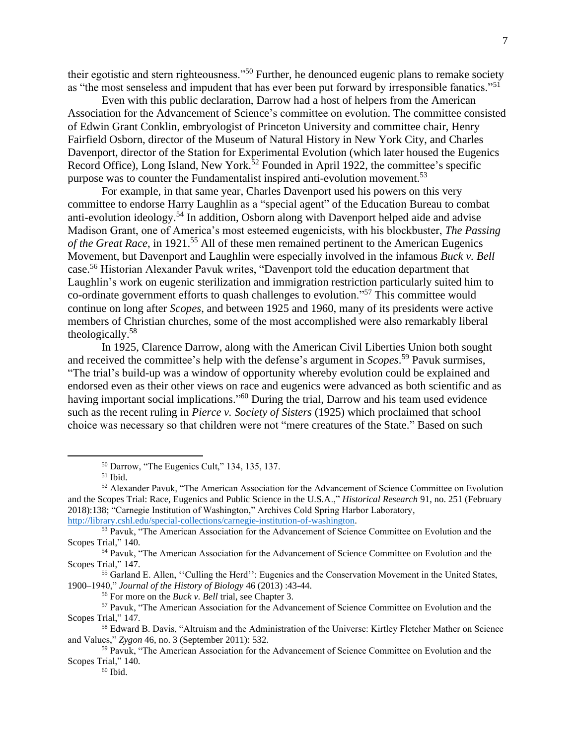their egotistic and stern righteousness."[50] Further, he denounced eugenic plans to remake society as "the most senseless and impudent that has ever been put forward by irresponsible fanatics."[51]

Even with this public declaration, Darrow had a host of helpers from the American Association for the Advancement of Science's committee on evolution. The committee consisted of Edwin Grant Conklin, embryologist of Princeton University and committee chair, Henry Fairfield Osborn, director of the Museum of Natural History in New York City, and Charles Davenport, director of the Station for Experimental Evolution (which later housed the Eugenics Record Office), Long Island, New York.[52] Founded in April 1922, the committee's specific purpose was to counter the Fundamentalist inspired anti-evolution movement.[53]

For example, in that same year, Charles Davenport used his powers on this very committee to endorse Harry Laughlin as a "special agent" of the Education Bureau to combat anti-evolution ideology.[54] In addition, Osborn along with Davenport helped aide and advise Madison Grant, one of America's most esteemed eugenicists, with his blockbuster, *The Passing of the Great Race*, in 1921.[55] All of these men remained pertinent to the American Eugenics Movement, but Davenport and Laughlin were especially involved in the infamous *Buck v. Bell* case.[56] Historian Alexander Pavuk writes, "Davenport told the education department that Laughlin's work on eugenic sterilization and immigration restriction particularly suited him to co-ordinate government efforts to quash challenges to evolution."[57] This committee would continue on long after *Scopes*, and between 1925 and 1960, many of its presidents were active members of Christian churches, some of the most accomplished were also remarkably liberal theologically.[58]

In 1925, Clarence Darrow, along with the American Civil Liberties Union both sought and received the committee's help with the defense's argument in *Scopes*.[59] Pavuk surmises, "The trial's build-up was a window of opportunity whereby evolution could be explained and endorsed even as their other views on race and eugenics were advanced as both scientific and as having important social implications."[60] During the trial, Darrow and his team used evidence such as the recent ruling in *Pierce v. Society of Sisters* (1925) which proclaimed that school choice was necessary so that children were not "mere creatures of the State." Based on such

---

[50] Darrow, "The Eugenics Cult," 134, 135, 137.

[51] Ibid.

[52] Alexander Pavuk, "The American Association for the Advancement of Science Committee on Evolution and the Scopes Trial: Race, Eugenics and Public Science in the U.S.A.," *Historical Research* 91, no. 251 (February 2018):138; "Carnegie Institution of Washington," Archives Cold Spring Harbor Laboratory, http://library.cshl.edu/special-collections/carnegie-institution-of-washington.

[53] Pavuk, "The American Association for the Advancement of Science Committee on Evolution and the Scopes Trial," 140.

[54] Pavuk, "The American Association for the Advancement of Science Committee on Evolution and the Scopes Trial," 147.

[55] Garland E. Allen, ''Culling the Herd'': Eugenics and the Conservation Movement in the United States, 1900–1940," *Journal of the History of Biology* 46 (2013) :43-44.

[56] For more on the *Buck v. Bell* trial, see Chapter 3.

[57] Pavuk, "The American Association for the Advancement of Science Committee on Evolution and the Scopes Trial," 147.

[58] Edward B. Davis, "Altruism and the Administration of the Universe: Kirtley Fletcher Mather on Science and Values," *Zygon* 46, no. 3 (September 2011): 532.

[59] Pavuk, "The American Association for the Advancement of Science Committee on Evolution and the Scopes Trial," 140.

[60] Ibid.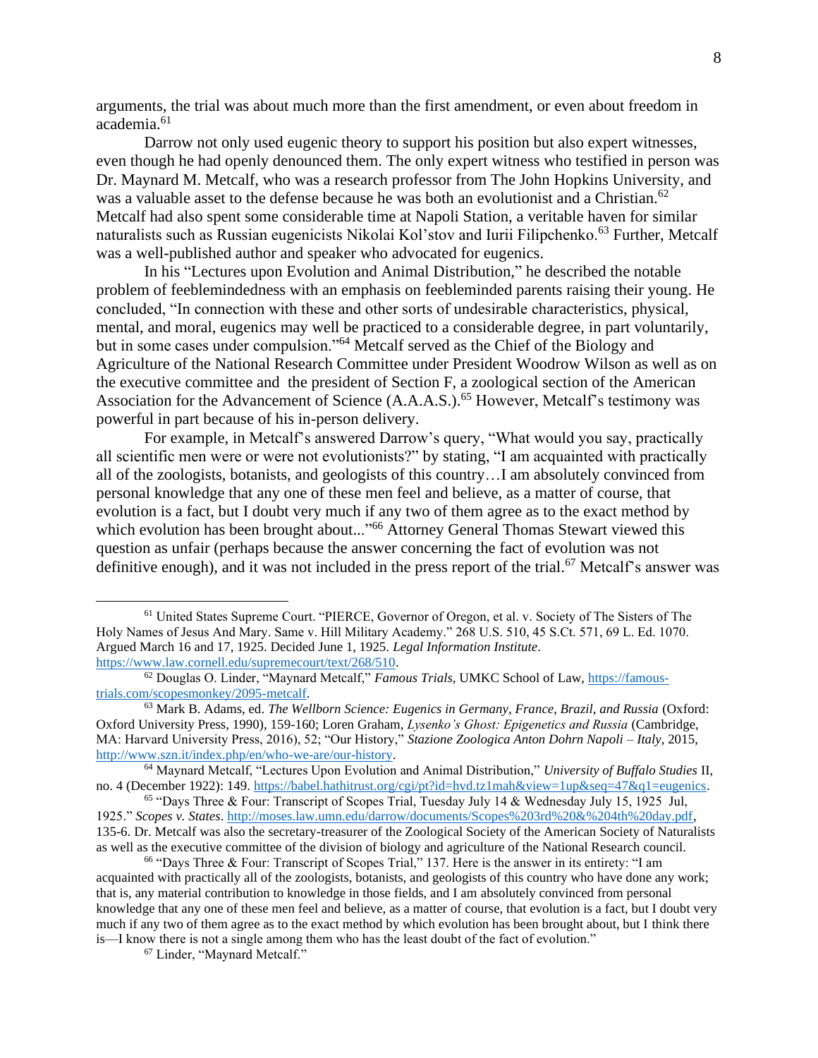arguments, the trial was about much more than the first amendment, or even about freedom in academia.[61]

Darrow not only used eugenic theory to support his position but also expert witnesses, even though he had openly denounced them. The only expert witness who testified in person was Dr. Maynard M. Metcalf, who was a research professor from The John Hopkins University, and was a valuable asset to the defense because he was both an evolutionist and a Christian.[62] Metcalf had also spent some considerable time at Napoli Station, a veritable haven for similar naturalists such as Russian eugenicists Nikolai Kol'stov and Iurii Filipchenko.[63] Further, Metcalf was a well-published author and speaker who advocated for eugenics.

In his "Lectures upon Evolution and Animal Distribution," he described the notable problem of feeblemindedness with an emphasis on feebleminded parents raising their young. He concluded, "In connection with these and other sorts of undesirable characteristics, physical, mental, and moral, eugenics may well be practiced to a considerable degree, in part voluntarily, but in some cases under compulsion."[64] Metcalf served as the Chief of the Biology and Agriculture of the National Research Committee under President Woodrow Wilson as well as on the executive committee and the president of Section F, a zoological section of the American Association for the Advancement of Science (A.A.A.S.).[65] However, Metcalf's testimony was powerful in part because of his in-person delivery.

For example, in Metcalf's answered Darrow's query, "What would you say, practically all scientific men were or were not evolutionists?" by stating, "I am acquainted with practically all of the zoologists, botanists, and geologists of this country…I am absolutely convinced from personal knowledge that any one of these men feel and believe, as a matter of course, that evolution is a fact, but I doubt very much if any two of them agree as to the exact method by which evolution has been brought about..."[66] Attorney General Thomas Stewart viewed this question as unfair (perhaps because the answer concerning the fact of evolution was not definitive enough), and it was not included in the press report of the trial.[67] Metcalf's answer was

---

[61] United States Supreme Court. "PIERCE, Governor of Oregon, et al. v. Society of The Sisters of The Holy Names of Jesus And Mary. Same v. Hill Military Academy." 268 U.S. 510, 45 S.Ct. 571, 69 L. Ed. 1070. Argued March 16 and 17, 1925. Decided June 1, 1925. *Legal Information Institute*. https://www.law.cornell.edu/supremecourt/text/268/510.

[62] Douglas O. Linder, "Maynard Metcalf," *Famous Trials*, UMKC School of Law, https://famous-trials.com/scopesmonkey/2095-metcalf.

[63] Mark B. Adams, ed. *The Wellborn Science: Eugenics in Germany, France, Brazil, and Russia* (Oxford: Oxford University Press, 1990), 159-160; Loren Graham, *Lysenko's Ghost: Epigenetics and Russia* (Cambridge, MA: Harvard University Press, 2016), 52; "Our History," *Stazione Zoologica Anton Dohrn Napoli – Italy*, 2015, http://www.szn.it/index.php/en/who-we-are/our-history.

[64] Maynard Metcalf, "Lectures Upon Evolution and Animal Distribution," *University of Buffalo Studies* II, no. 4 (December 1922): 149. https://babel.hathitrust.org/cgi/pt?id=hvd.tz1mah&view=1up&seq=47&q1=eugenics.

[65] "Days Three & Four: Transcript of Scopes Trial, Tuesday July 14 & Wednesday July 15, 1925 Jul, 1925." *Scopes v. States*. http://moses.law.umn.edu/darrow/documents/Scopes%203rd%20&%204th%20day.pdf, 135-6. Dr. Metcalf was also the secretary-treasurer of the Zoological Society of the American Society of Naturalists as well as the executive committee of the division of biology and agriculture of the National Research council.

[66] "Days Three & Four: Transcript of Scopes Trial," 137. Here is the answer in its entirety: "I am acquainted with practically all of the zoologists, botanists, and geologists of this country who have done any work; that is, any material contribution to knowledge in those fields, and I am absolutely convinced from personal knowledge that any one of these men feel and believe, as a matter of course, that evolution is a fact, but I doubt very much if any two of them agree as to the exact method by which evolution has been brought about, but I think there is—I know there is not a single among them who has the least doubt of the fact of evolution."

[67] Linder, "Maynard Metcalf."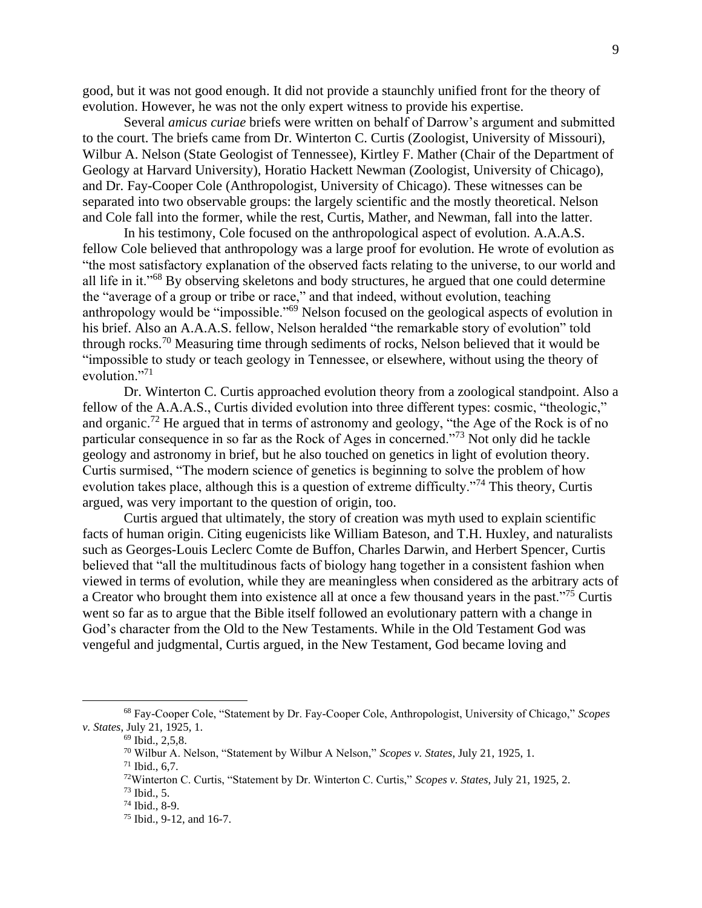good, but it was not good enough. It did not provide a staunchly unified front for the theory of evolution. However, he was not the only expert witness to provide his expertise.

Several *amicus curiae* briefs were written on behalf of Darrow's argument and submitted to the court. The briefs came from Dr. Winterton C. Curtis (Zoologist, University of Missouri), Wilbur A. Nelson (State Geologist of Tennessee), Kirtley F. Mather (Chair of the Department of Geology at Harvard University), Horatio Hackett Newman (Zoologist, University of Chicago), and Dr. Fay-Cooper Cole (Anthropologist, University of Chicago). These witnesses can be separated into two observable groups: the largely scientific and the mostly theoretical. Nelson and Cole fall into the former, while the rest, Curtis, Mather, and Newman, fall into the latter.

In his testimony, Cole focused on the anthropological aspect of evolution. A.A.A.S. fellow Cole believed that anthropology was a large proof for evolution. He wrote of evolution as "the most satisfactory explanation of the observed facts relating to the universe, to our world and all life in it."[68] By observing skeletons and body structures, he argued that one could determine the "average of a group or tribe or race," and that indeed, without evolution, teaching anthropology would be "impossible."[69] Nelson focused on the geological aspects of evolution in his brief. Also an A.A.A.S. fellow, Nelson heralded "the remarkable story of evolution" told through rocks.[70] Measuring time through sediments of rocks, Nelson believed that it would be "impossible to study or teach geology in Tennessee, or elsewhere, without using the theory of evolution."[71]

Dr. Winterton C. Curtis approached evolution theory from a zoological standpoint. Also a fellow of the A.A.A.S., Curtis divided evolution into three different types: cosmic, "theologic," and organic.[72] He argued that in terms of astronomy and geology, "the Age of the Rock is of no particular consequence in so far as the Rock of Ages in concerned."[73] Not only did he tackle geology and astronomy in brief, but he also touched on genetics in light of evolution theory. Curtis surmised, "The modern science of genetics is beginning to solve the problem of how evolution takes place, although this is a question of extreme difficulty."[74] This theory, Curtis argued, was very important to the question of origin, too.

Curtis argued that ultimately, the story of creation was myth used to explain scientific facts of human origin. Citing eugenicists like William Bateson, and T.H. Huxley, and naturalists such as Georges-Louis Leclerc Comte de Buffon, Charles Darwin, and Herbert Spencer, Curtis believed that "all the multitudinous facts of biology hang together in a consistent fashion when viewed in terms of evolution, while they are meaningless when considered as the arbitrary acts of a Creator who brought them into existence all at once a few thousand years in the past."[75] Curtis went so far as to argue that the Bible itself followed an evolutionary pattern with a change in God's character from the Old to the New Testaments. While in the Old Testament God was vengeful and judgmental, Curtis argued, in the New Testament, God became loving and

---

[68] Fay-Cooper Cole, "Statement by Dr. Fay-Cooper Cole, Anthropologist, University of Chicago," *Scopes v. States*, July 21, 1925, 1.

[69] Ibid., 2,5,8.

[70] Wilbur A. Nelson, "Statement by Wilbur A Nelson," *Scopes v. States*, July 21, 1925, 1.

[71] Ibid., 6,7.

[72] Winterton C. Curtis, "Statement by Dr. Winterton C. Curtis," *Scopes v. States*, July 21, 1925, 2.

[73] Ibid., 5.

[74] Ibid., 8-9.

[75] Ibid., 9-12, and 16-7.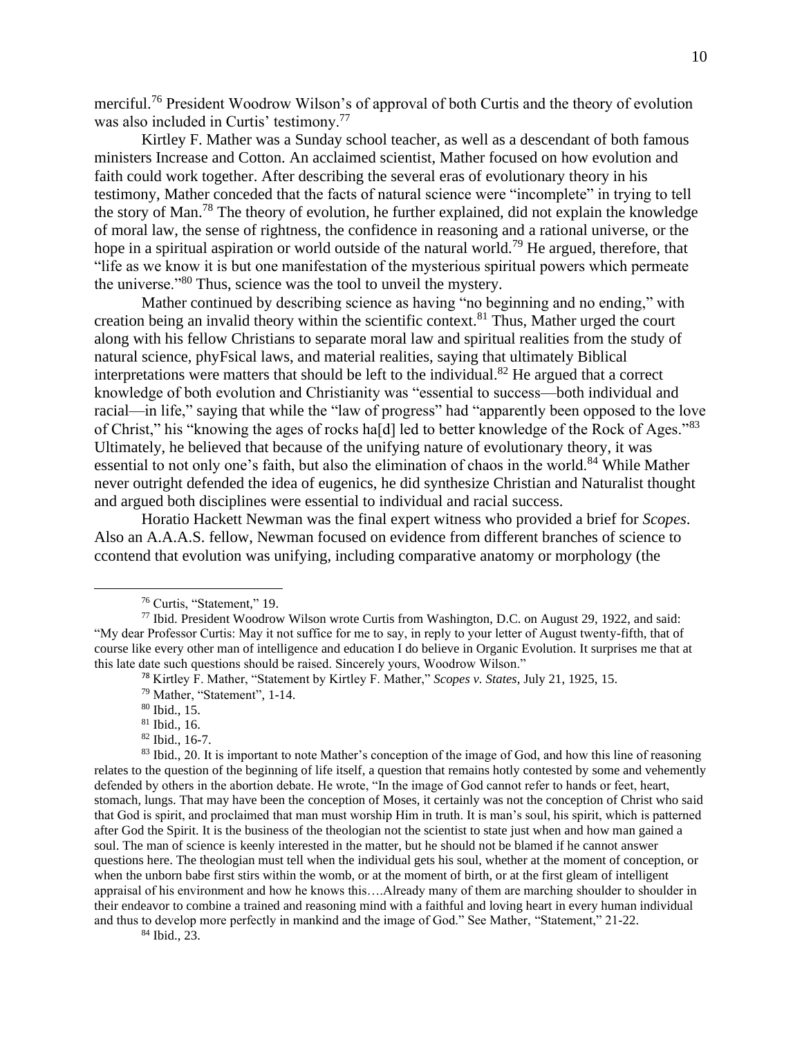merciful.[76] President Woodrow Wilson's of approval of both Curtis and the theory of evolution was also included in Curtis' testimony.[77]

Kirtley F. Mather was a Sunday school teacher, as well as a descendant of both famous ministers Increase and Cotton. An acclaimed scientist, Mather focused on how evolution and faith could work together. After describing the several eras of evolutionary theory in his testimony, Mather conceded that the facts of natural science were "incomplete" in trying to tell the story of Man.[78] The theory of evolution, he further explained, did not explain the knowledge of moral law, the sense of rightness, the confidence in reasoning and a rational universe, or the hope in a spiritual aspiration or world outside of the natural world.[79] He argued, therefore, that "life as we know it is but one manifestation of the mysterious spiritual powers which permeate the universe."[80] Thus, science was the tool to unveil the mystery.

Mather continued by describing science as having "no beginning and no ending," with creation being an invalid theory within the scientific context.[81] Thus, Mather urged the court along with his fellow Christians to separate moral law and spiritual realities from the study of natural science, phyFsical laws, and material realities, saying that ultimately Biblical interpretations were matters that should be left to the individual.[82] He argued that a correct knowledge of both evolution and Christianity was "essential to success—both individual and racial—in life," saying that while the "law of progress" had "apparently been opposed to the love of Christ," his "knowing the ages of rocks ha[d] led to better knowledge of the Rock of Ages."[83] Ultimately, he believed that because of the unifying nature of evolutionary theory, it was essential to not only one's faith, but also the elimination of chaos in the world.[84] While Mather never outright defended the idea of eugenics, he did synthesize Christian and Naturalist thought and argued both disciplines were essential to individual and racial success.

Horatio Hackett Newman was the final expert witness who provided a brief for *Scopes*. Also an A.A.A.S. fellow, Newman focused on evidence from different branches of science to ccontend that evolution was unifying, including comparative anatomy or morphology (the

---

[76] Curtis, "Statement," 19.

[77] Ibid. President Woodrow Wilson wrote Curtis from Washington, D.C. on August 29, 1922, and said: "My dear Professor Curtis: May it not suffice for me to say, in reply to your letter of August twenty-fifth, that of course like every other man of intelligence and education I do believe in Organic Evolution. It surprises me that at this late date such questions should be raised. Sincerely yours, Woodrow Wilson."

[78] Kirtley F. Mather, "Statement by Kirtley F. Mather," *Scopes v. States*, July 21, 1925, 15.

[79] Mather, "Statement", 1-14.

[80] Ibid., 15.

[81] Ibid., 16.

[82] Ibid., 16-7.

[83] Ibid., 20. It is important to note Mather's conception of the image of God, and how this line of reasoning relates to the question of the beginning of life itself, a question that remains hotly contested by some and vehemently defended by others in the abortion debate. He wrote, "In the image of God cannot refer to hands or feet, heart, stomach, lungs. That may have been the conception of Moses, it certainly was not the conception of Christ who said that God is spirit, and proclaimed that man must worship Him in truth. It is man's soul, his spirit, which is patterned after God the Spirit. It is the business of the theologian not the scientist to state just when and how man gained a soul. The man of science is keenly interested in the matter, but he should not be blamed if he cannot answer questions here. The theologian must tell when the individual gets his soul, whether at the moment of conception, or when the unborn babe first stirs within the womb, or at the moment of birth, or at the first gleam of intelligent appraisal of his environment and how he knows this….Already many of them are marching shoulder to shoulder in their endeavor to combine a trained and reasoning mind with a faithful and loving heart in every human individual and thus to develop more perfectly in mankind and the image of God." See Mather, "Statement," 21-22.

[84] Ibid., 23.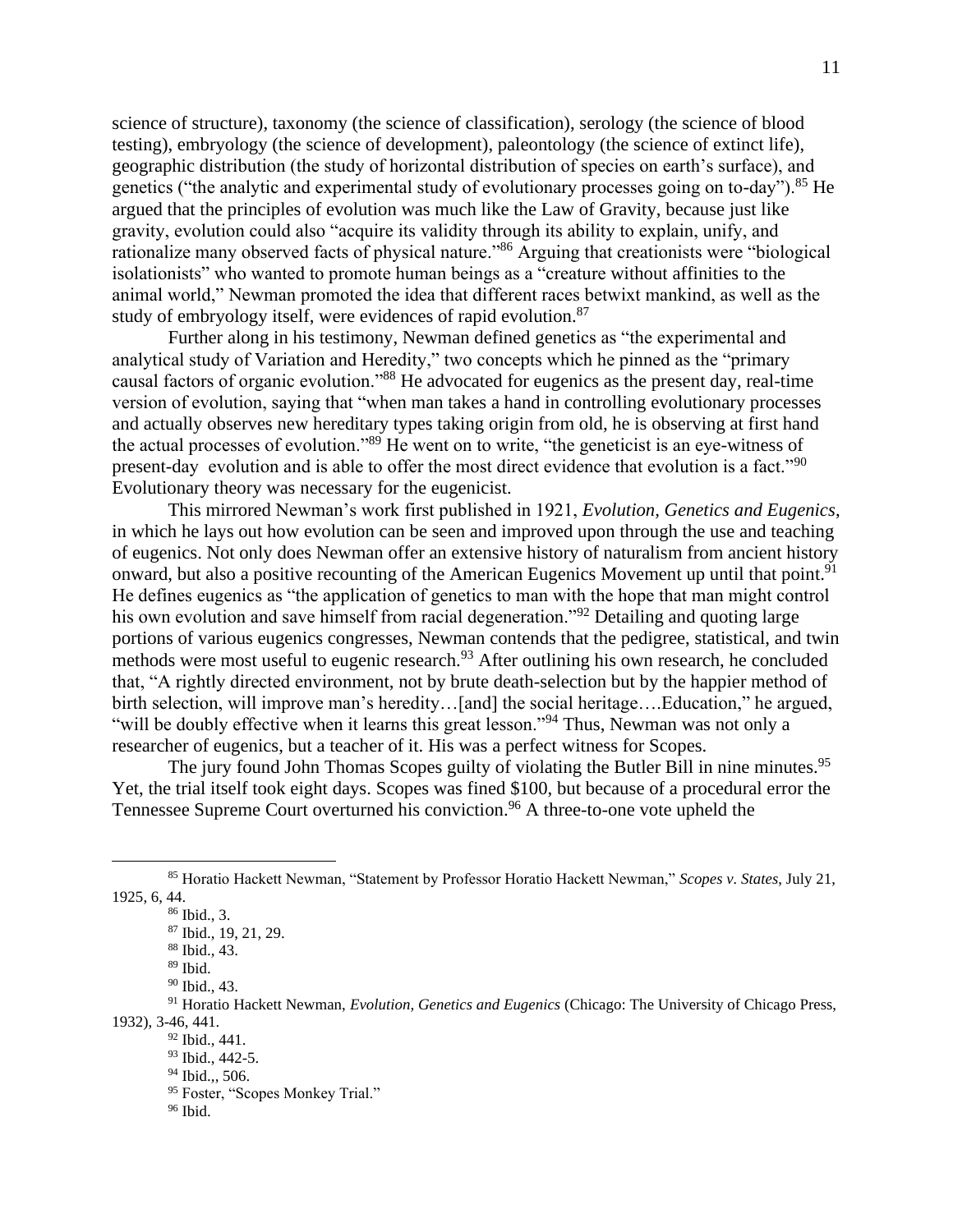science of structure), taxonomy (the science of classification), serology (the science of blood testing), embryology (the science of development), paleontology (the science of extinct life), geographic distribution (the study of horizontal distribution of species on earth's surface), and genetics ("the analytic and experimental study of evolutionary processes going on to-day").[85] He argued that the principles of evolution was much like the Law of Gravity, because just like gravity, evolution could also "acquire its validity through its ability to explain, unify, and rationalize many observed facts of physical nature."[86] Arguing that creationists were "biological isolationists" who wanted to promote human beings as a "creature without affinities to the animal world," Newman promoted the idea that different races betwixt mankind, as well as the study of embryology itself, were evidences of rapid evolution.[87]

Further along in his testimony, Newman defined genetics as "the experimental and analytical study of Variation and Heredity," two concepts which he pinned as the "primary causal factors of organic evolution."[88] He advocated for eugenics as the present day, real-time version of evolution, saying that "when man takes a hand in controlling evolutionary processes and actually observes new hereditary types taking origin from old, he is observing at first hand the actual processes of evolution."[89] He went on to write, "the geneticist is an eye-witness of present-day evolution and is able to offer the most direct evidence that evolution is a fact."[90] Evolutionary theory was necessary for the eugenicist.

This mirrored Newman's work first published in 1921, *Evolution, Genetics and Eugenics*, in which he lays out how evolution can be seen and improved upon through the use and teaching of eugenics. Not only does Newman offer an extensive history of naturalism from ancient history onward, but also a positive recounting of the American Eugenics Movement up until that point.[91] He defines eugenics as "the application of genetics to man with the hope that man might control his own evolution and save himself from racial degeneration."[92] Detailing and quoting large portions of various eugenics congresses, Newman contends that the pedigree, statistical, and twin methods were most useful to eugenic research.[93] After outlining his own research, he concluded that, "A rightly directed environment, not by brute death-selection but by the happier method of birth selection, will improve man's heredity…[and] the social heritage….Education," he argued, "will be doubly effective when it learns this great lesson."[94] Thus, Newman was not only a researcher of eugenics, but a teacher of it. His was a perfect witness for Scopes.

The jury found John Thomas Scopes guilty of violating the Butler Bill in nine minutes.[95] Yet, the trial itself took eight days. Scopes was fined $100, but because of a procedural error the Tennessee Supreme Court overturned his conviction.[96] A three-to-one vote upheld the

---

[85] Horatio Hackett Newman, "Statement by Professor Horatio Hackett Newman," *Scopes v. States*, July 21, 1925, 6, 44.

[86] Ibid., 3.

[87] Ibid., 19, 21, 29.

[88] Ibid., 43.

[89] Ibid.

[90] Ibid., 43.

[91] Horatio Hackett Newman, *Evolution, Genetics and Eugenics* (Chicago: The University of Chicago Press, 1932), 3-46, 441.

[92] Ibid., 441.

[93] Ibid., 442-5.

[94] Ibid.,, 506.

[95] Foster, "Scopes Monkey Trial."

[96] Ibid.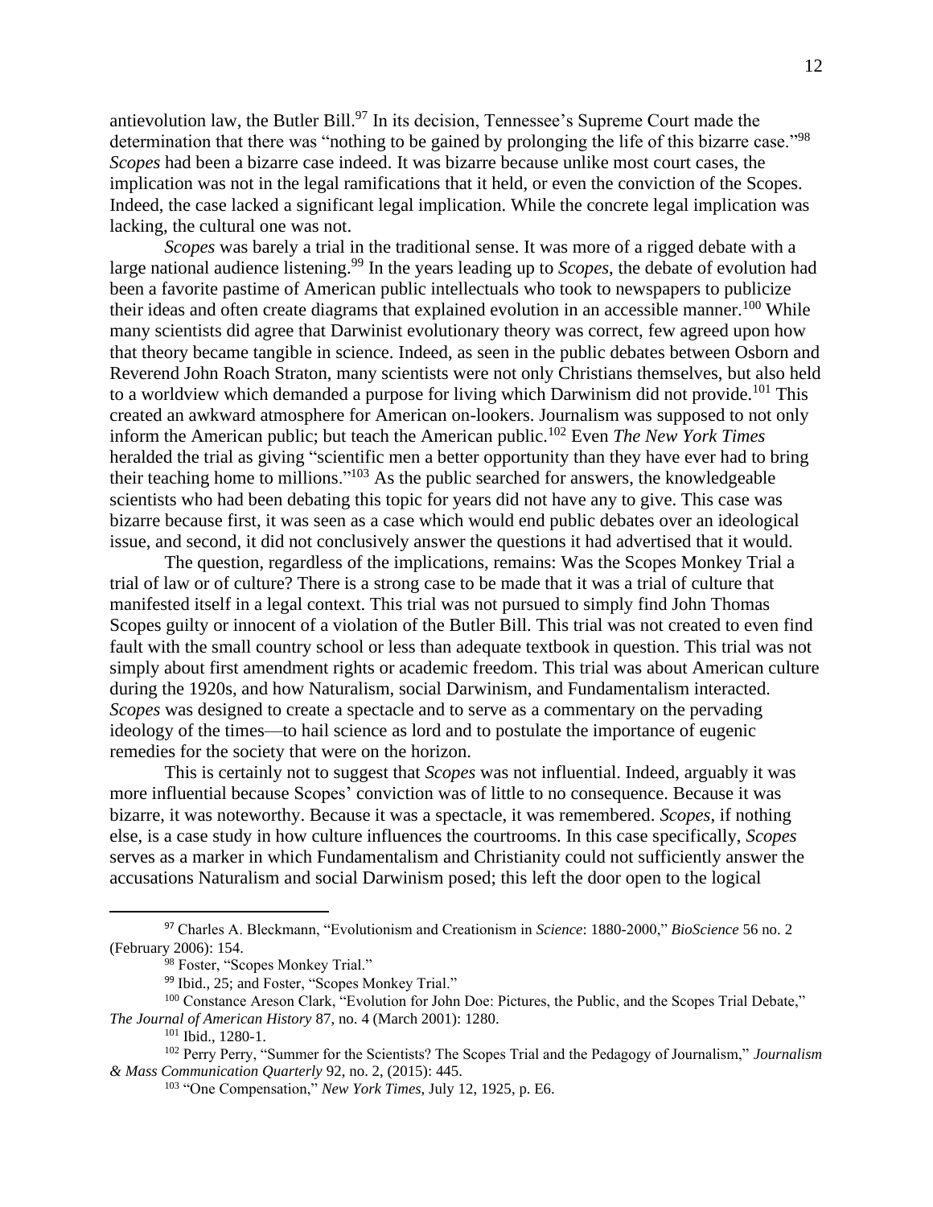antievolution law, the Butler Bill.[97] In its decision, Tennessee's Supreme Court made the determination that there was "nothing to be gained by prolonging the life of this bizarre case."[98] *Scopes* had been a bizarre case indeed. It was bizarre because unlike most court cases, the implication was not in the legal ramifications that it held, or even the conviction of the Scopes. Indeed, the case lacked a significant legal implication. While the concrete legal implication was lacking, the cultural one was not.

*Scopes* was barely a trial in the traditional sense. It was more of a rigged debate with a large national audience listening.[99] In the years leading up to *Scopes*, the debate of evolution had been a favorite pastime of American public intellectuals who took to newspapers to publicize their ideas and often create diagrams that explained evolution in an accessible manner.[100] While many scientists did agree that Darwinist evolutionary theory was correct, few agreed upon how that theory became tangible in science. Indeed, as seen in the public debates between Osborn and Reverend John Roach Straton, many scientists were not only Christians themselves, but also held to a worldview which demanded a purpose for living which Darwinism did not provide.[101] This created an awkward atmosphere for American on-lookers. Journalism was supposed to not only inform the American public; but teach the American public.[102] Even *The New York Times* heralded the trial as giving "scientific men a better opportunity than they have ever had to bring their teaching home to millions."[103] As the public searched for answers, the knowledgeable scientists who had been debating this topic for years did not have any to give. This case was bizarre because first, it was seen as a case which would end public debates over an ideological issue, and second, it did not conclusively answer the questions it had advertised that it would.

The question, regardless of the implications, remains: Was the Scopes Monkey Trial a trial of law or of culture? There is a strong case to be made that it was a trial of culture that manifested itself in a legal context. This trial was not pursued to simply find John Thomas Scopes guilty or innocent of a violation of the Butler Bill. This trial was not created to even find fault with the small country school or less than adequate textbook in question. This trial was not simply about first amendment rights or academic freedom. This trial was about American culture during the 1920s, and how Naturalism, social Darwinism, and Fundamentalism interacted. *Scopes* was designed to create a spectacle and to serve as a commentary on the pervading ideology of the times—to hail science as lord and to postulate the importance of eugenic remedies for the society that were on the horizon.

This is certainly not to suggest that *Scopes* was not influential. Indeed, arguably it was more influential because Scopes' conviction was of little to no consequence. Because it was bizarre, it was noteworthy. Because it was a spectacle, it was remembered. *Scopes*, if nothing else, is a case study in how culture influences the courtrooms. In this case specifically, *Scopes* serves as a marker in which Fundamentalism and Christianity could not sufficiently answer the accusations Naturalism and social Darwinism posed; this left the door open to the logical

---

[97] Charles A. Bleckmann, "Evolutionism and Creationism in *Science*: 1880-2000," *BioScience* 56 no. 2 (February 2006): 154.

[98] Foster, "Scopes Monkey Trial."

[99] Ibid., 25; and Foster, "Scopes Monkey Trial."

[100] Constance Areson Clark, "Evolution for John Doe: Pictures, the Public, and the Scopes Trial Debate," *The Journal of American History* 87, no. 4 (March 2001): 1280.

[101] Ibid., 1280-1.

[102] Perry Perry, "Summer for the Scientists? The Scopes Trial and the Pedagogy of Journalism," *Journalism & Mass Communication Quarterly* 92, no. 2, (2015): 445.

[103] "One Compensation," *New York Times*, July 12, 1925, p. E6.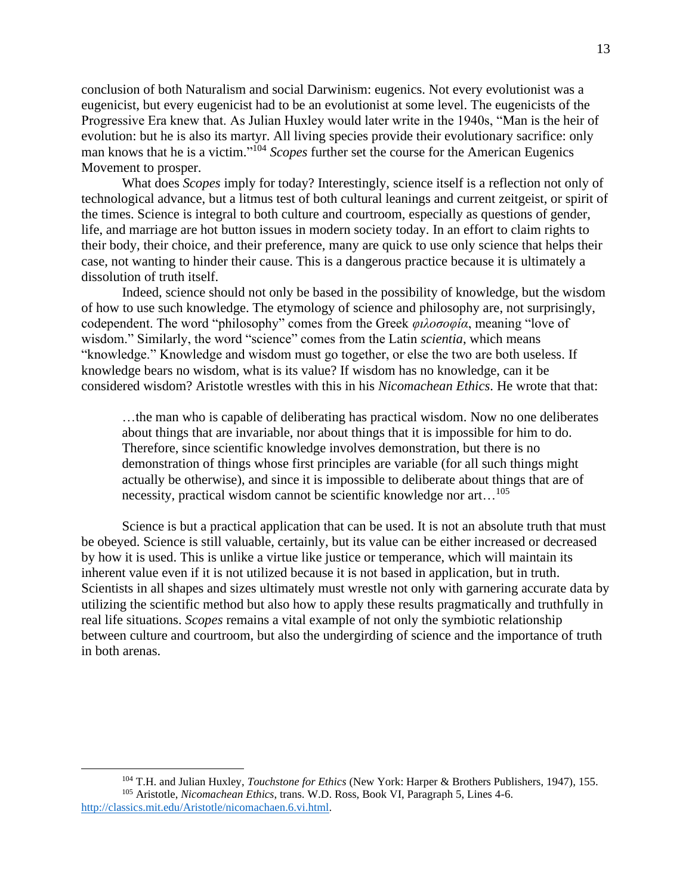conclusion of both Naturalism and social Darwinism: eugenics. Not every evolutionist was a eugenicist, but every eugenicist had to be an evolutionist at some level. The eugenicists of the Progressive Era knew that. As Julian Huxley would later write in the 1940s, "Man is the heir of evolution: but he is also its martyr. All living species provide their evolutionary sacrifice: only man knows that he is a victim."[104] *Scopes* further set the course for the American Eugenics Movement to prosper.

What does *Scopes* imply for today? Interestingly, science itself is a reflection not only of technological advance, but a litmus test of both cultural leanings and current zeitgeist, or spirit of the times. Science is integral to both culture and courtroom, especially as questions of gender, life, and marriage are hot button issues in modern society today. In an effort to claim rights to their body, their choice, and their preference, many are quick to use only science that helps their case, not wanting to hinder their cause. This is a dangerous practice because it is ultimately a dissolution of truth itself.

Indeed, science should not only be based in the possibility of knowledge, but the wisdom of how to use such knowledge. The etymology of science and philosophy are, not surprisingly, codependent. The word "philosophy" comes from the Greek *φιλοσοφία*, meaning "love of wisdom." Similarly, the word "science" comes from the Latin *scientia*, which means "knowledge." Knowledge and wisdom must go together, or else the two are both useless. If knowledge bears no wisdom, what is its value? If wisdom has no knowledge, can it be considered wisdom? Aristotle wrestles with this in his *Nicomachean Ethics*. He wrote that that:

> …the man who is capable of deliberating has practical wisdom. Now no one deliberates about things that are invariable, nor about things that it is impossible for him to do. Therefore, since scientific knowledge involves demonstration, but there is no demonstration of things whose first principles are variable (for all such things might actually be otherwise), and since it is impossible to deliberate about things that are of necessity, practical wisdom cannot be scientific knowledge nor art…[105]

Science is but a practical application that can be used. It is not an absolute truth that must be obeyed. Science is still valuable, certainly, but its value can be either increased or decreased by how it is used. This is unlike a virtue like justice or temperance, which will maintain its inherent value even if it is not utilized because it is not based in application, but in truth. Scientists in all shapes and sizes ultimately must wrestle not only with garnering accurate data by utilizing the scientific method but also how to apply these results pragmatically and truthfully in real life situations. *Scopes* remains a vital example of not only the symbiotic relationship between culture and courtroom, but also the undergirding of science and the importance of truth in both arenas.

---

[104] T.H. and Julian Huxley, *Touchstone for Ethics* (New York: Harper & Brothers Publishers, 1947), 155.

[105] Aristotle, *Nicomachean Ethics*, trans. W.D. Ross, Book VI, Paragraph 5, Lines 4-6. http://classics.mit.edu/Aristotle/nicomachaen.6.vi.html.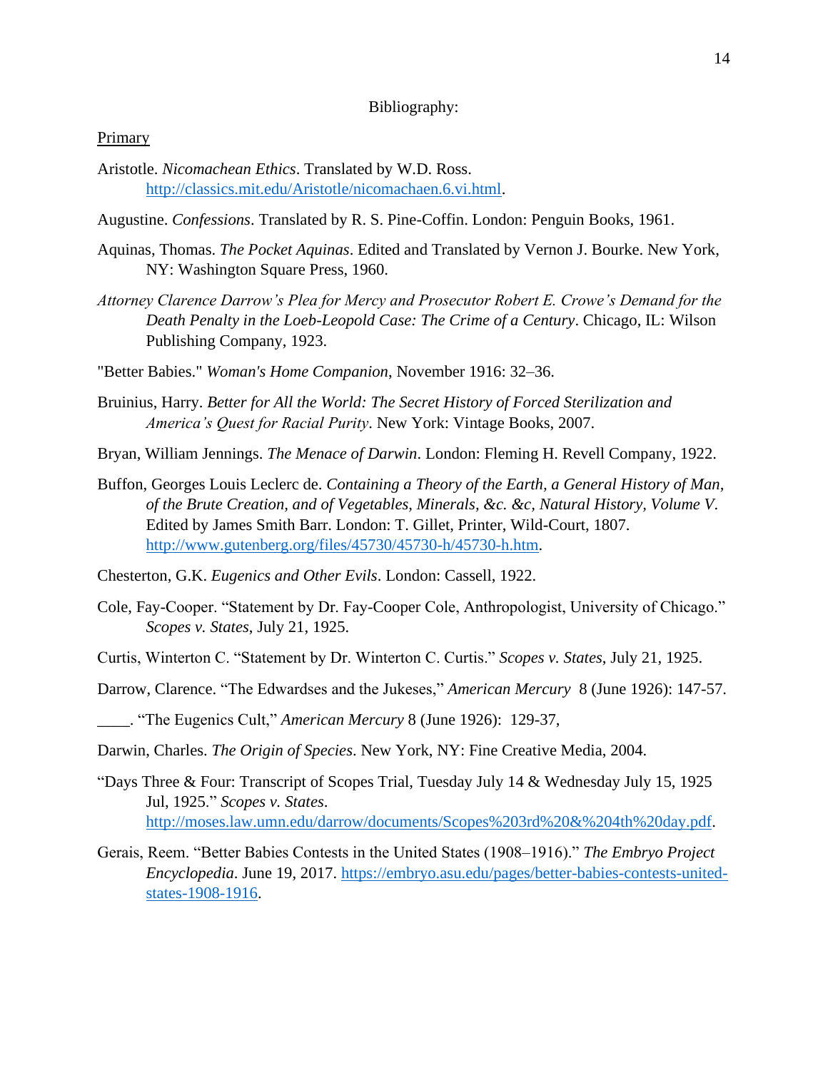# Bibliography:

Primary

Aristotle. *Nicomachean Ethics*. Translated by W.D. Ross. http://classics.mit.edu/Aristotle/nicomachaen.6.vi.html.

Augustine. *Confessions*. Translated by R. S. Pine-Coffin. London: Penguin Books, 1961.

Aquinas, Thomas. *The Pocket Aquinas*. Edited and Translated by Vernon J. Bourke. New York, NY: Washington Square Press, 1960.

*Attorney Clarence Darrow's Plea for Mercy and Prosecutor Robert E. Crowe's Demand for the Death Penalty in the Loeb-Leopold Case: The Crime of a Century*. Chicago, IL: Wilson Publishing Company, 1923.

"Better Babies." *Woman's Home Companion*, November 1916: 32–36.

Bruinius, Harry. *Better for All the World: The Secret History of Forced Sterilization and America's Quest for Racial Purity*. New York: Vintage Books, 2007.

Bryan, William Jennings. *The Menace of Darwin*. London: Fleming H. Revell Company, 1922.

Buffon, Georges Louis Leclerc de. *Containing a Theory of the Earth, a General History of Man, of the Brute Creation, and of Vegetables, Minerals, &c. &c, Natural History, Volume V*. Edited by James Smith Barr. London: T. Gillet, Printer, Wild-Court, 1807. http://www.gutenberg.org/files/45730/45730-h/45730-h.htm.

Chesterton, G.K. *Eugenics and Other Evils*. London: Cassell, 1922.

Cole, Fay-Cooper. "Statement by Dr. Fay-Cooper Cole, Anthropologist, University of Chicago." *Scopes v. States*, July 21, 1925.

Curtis, Winterton C. "Statement by Dr. Winterton C. Curtis." *Scopes v. States*, July 21, 1925.

Darrow, Clarence. "The Edwardses and the Jukeses," *American Mercury* 8 (June 1926): 147-57.

____. "The Eugenics Cult," *American Mercury* 8 (June 1926): 129-37,

Darwin, Charles. *The Origin of Species*. New York, NY: Fine Creative Media, 2004.

"Days Three & Four: Transcript of Scopes Trial, Tuesday July 14 & Wednesday July 15, 1925 Jul, 1925." *Scopes v. States*. http://moses.law.umn.edu/darrow/documents/Scopes%203rd%20&%204th%20day.pdf.

Gerais, Reem. "Better Babies Contests in the United States (1908–1916)." *The Embryo Project Encyclopedia*. June 19, 2017. https://embryo.asu.edu/pages/better-babies-contests-united-states-1908-1916.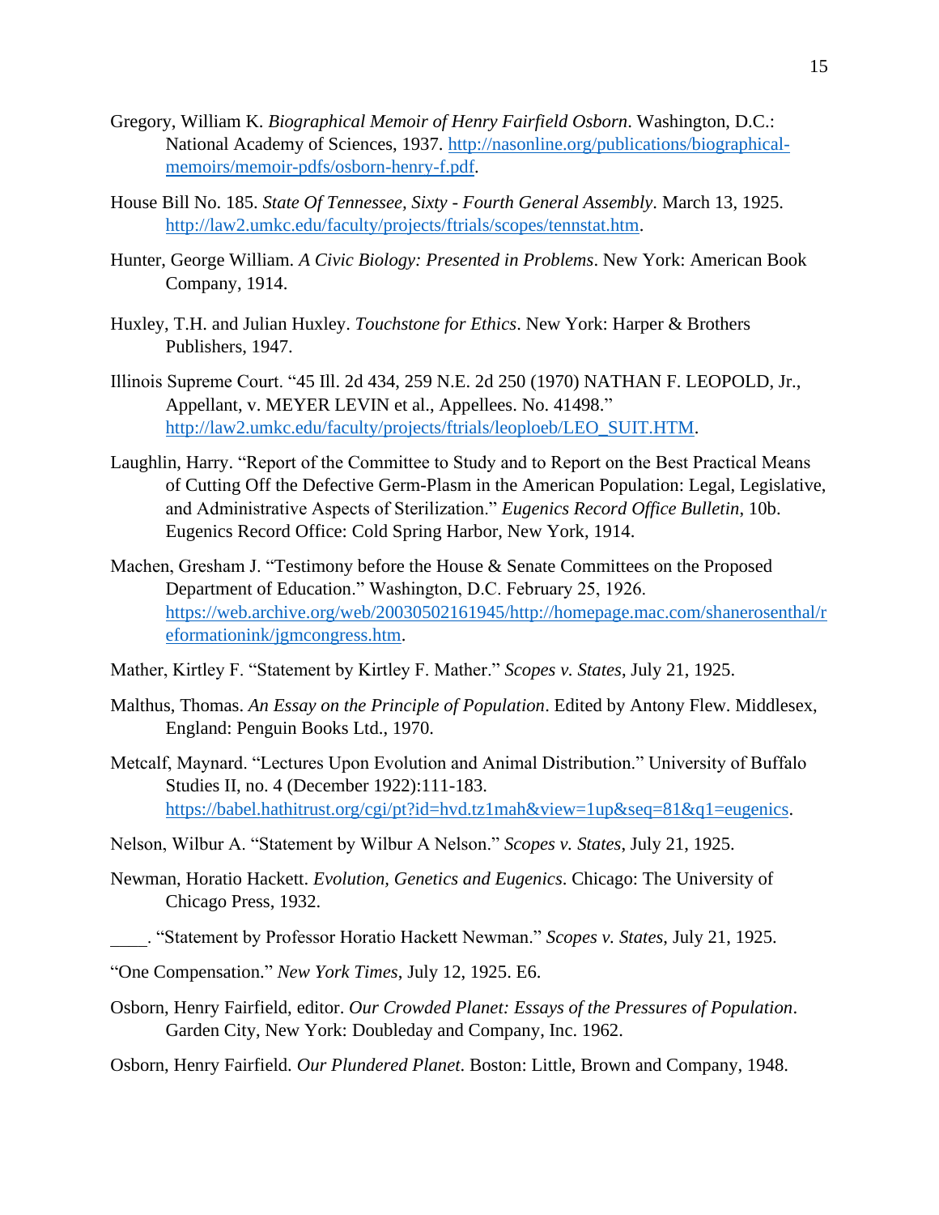Gregory, William K. *Biographical Memoir of Henry Fairfield Osborn*. Washington, D.C.: National Academy of Sciences, 1937. http://nasonline.org/publications/biographical-memoirs/memoir-pdfs/osborn-henry-f.pdf.

House Bill No. 185. *State Of Tennessee, Sixty - Fourth General Assembly*. March 13, 1925. http://law2.umkc.edu/faculty/projects/ftrials/scopes/tennstat.htm.

Hunter, George William. *A Civic Biology: Presented in Problems*. New York: American Book Company, 1914.

Huxley, T.H. and Julian Huxley. *Touchstone for Ethics*. New York: Harper & Brothers Publishers, 1947.

Illinois Supreme Court. "45 Ill. 2d 434, 259 N.E. 2d 250 (1970) NATHAN F. LEOPOLD, Jr., Appellant, v. MEYER LEVIN et al., Appellees. No. 41498." http://law2.umkc.edu/faculty/projects/ftrials/leoploeb/LEO_SUIT.HTM.

Laughlin, Harry. "Report of the Committee to Study and to Report on the Best Practical Means of Cutting Off the Defective Germ-Plasm in the American Population: Legal, Legislative, and Administrative Aspects of Sterilization." *Eugenics Record Office Bulletin*, 10b. Eugenics Record Office: Cold Spring Harbor, New York, 1914.

Machen, Gresham J. "Testimony before the House & Senate Committees on the Proposed Department of Education." Washington, D.C. February 25, 1926. https://web.archive.org/web/20030502161945/http://homepage.mac.com/shanerosenthal/reformationink/jgmcongress.htm.

Mather, Kirtley F. "Statement by Kirtley F. Mather." *Scopes v. States*, July 21, 1925.

Malthus, Thomas. *An Essay on the Principle of Population*. Edited by Antony Flew. Middlesex, England: Penguin Books Ltd., 1970.

Metcalf, Maynard. "Lectures Upon Evolution and Animal Distribution." University of Buffalo Studies II, no. 4 (December 1922):111-183. https://babel.hathitrust.org/cgi/pt?id=hvd.tz1mah&view=1up&seq=81&q1=eugenics.

Nelson, Wilbur A. "Statement by Wilbur A Nelson." *Scopes v. States*, July 21, 1925.

Newman, Horatio Hackett. *Evolution, Genetics and Eugenics*. Chicago: The University of Chicago Press, 1932.

____. "Statement by Professor Horatio Hackett Newman." *Scopes v. States*, July 21, 1925.

"One Compensation." *New York Times*, July 12, 1925. E6.

Osborn, Henry Fairfield, editor. *Our Crowded Planet: Essays of the Pressures of Population*. Garden City, New York: Doubleday and Company, Inc. 1962.

Osborn, Henry Fairfield. *Our Plundered Planet*. Boston: Little, Brown and Company, 1948.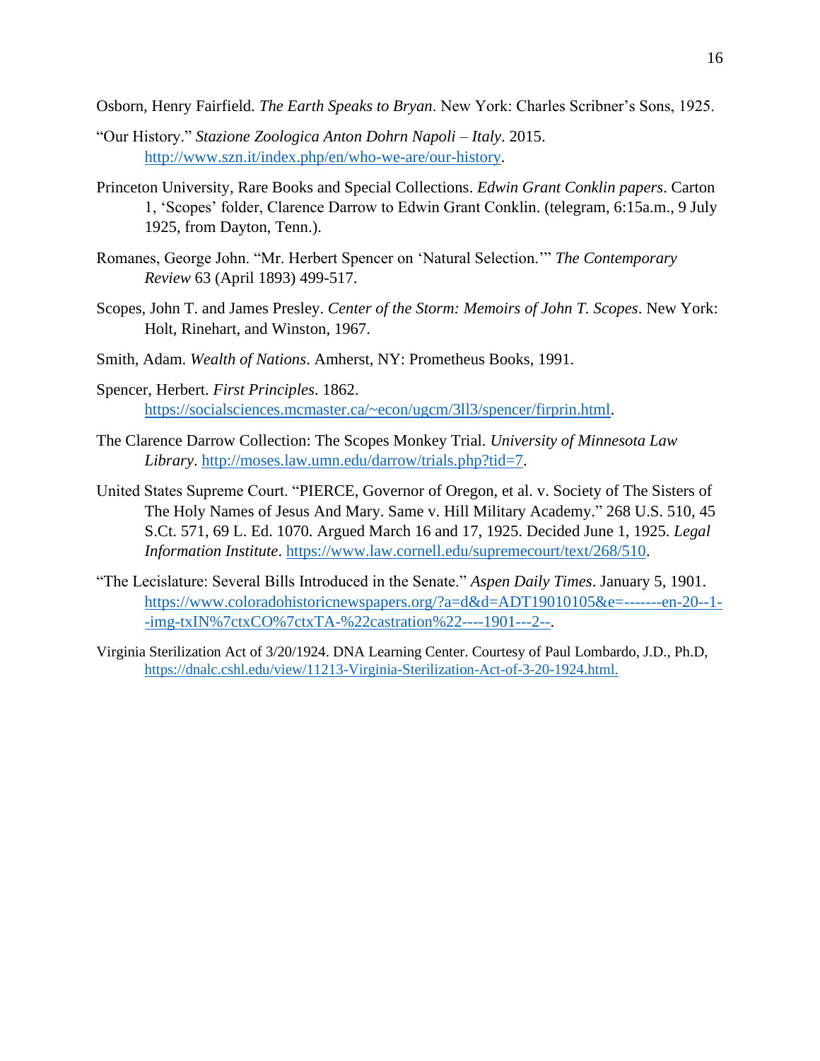Osborn, Henry Fairfield. *The Earth Speaks to Bryan*. New York: Charles Scribner's Sons, 1925.

"Our History." *Stazione Zoologica Anton Dohrn Napoli – Italy*. 2015. http://www.szn.it/index.php/en/who-we-are/our-history.

Princeton University, Rare Books and Special Collections. *Edwin Grant Conklin papers*. Carton 1, 'Scopes' folder, Clarence Darrow to Edwin Grant Conklin. (telegram, 6:15a.m., 9 July 1925, from Dayton, Tenn.).

Romanes, George John. "Mr. Herbert Spencer on 'Natural Selection.'" *The Contemporary Review* 63 (April 1893) 499-517.

Scopes, John T. and James Presley. *Center of the Storm: Memoirs of John T. Scopes*. New York: Holt, Rinehart, and Winston, 1967.

Smith, Adam. *Wealth of Nations*. Amherst, NY: Prometheus Books, 1991.

Spencer, Herbert. *First Principles*. 1862. https://socialsciences.mcmaster.ca/~econ/ugcm/3ll3/spencer/firprin.html.

The Clarence Darrow Collection: The Scopes Monkey Trial. *University of Minnesota Law Library*. http://moses.law.umn.edu/darrow/trials.php?tid=7.

United States Supreme Court. "PIERCE, Governor of Oregon, et al. v. Society of The Sisters of The Holy Names of Jesus And Mary. Same v. Hill Military Academy." 268 U.S. 510, 45 S.Ct. 571, 69 L. Ed. 1070. Argued March 16 and 17, 1925. Decided June 1, 1925. *Legal Information Institute*. https://www.law.cornell.edu/supremecourt/text/268/510.

"The Lecislature: Several Bills Introduced in the Senate." *Aspen Daily Times*. January 5, 1901. https://www.coloradohistoricnewspapers.org/?a=d&d=ADT19010105&e=-------en-20--1--img-txIN%7ctxCO%7ctxTA-%22castration%22----1901---2--.

Virginia Sterilization Act of 3/20/1924. DNA Learning Center. Courtesy of Paul Lombardo, J.D., Ph.D, https://dnalc.cshl.edu/view/11213-Virginia-Sterilization-Act-of-3-20-1924.html.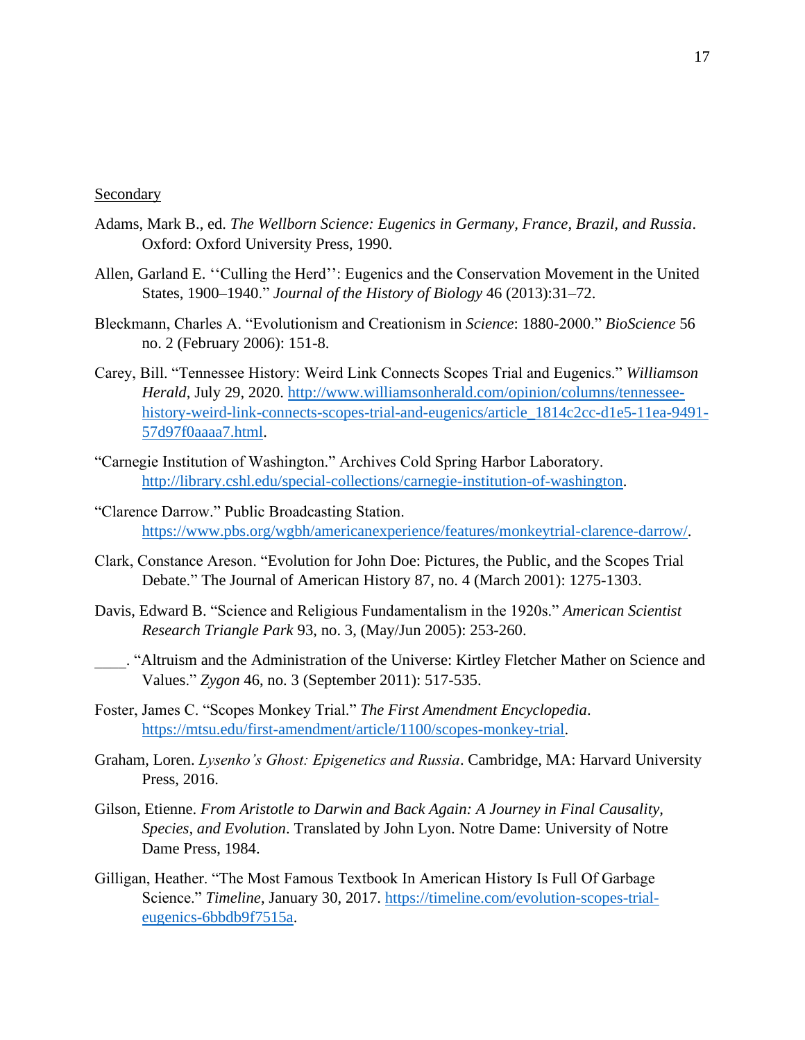Secondary

Adams, Mark B., ed. *The Wellborn Science: Eugenics in Germany, France, Brazil, and Russia*. Oxford: Oxford University Press, 1990.

Allen, Garland E. ''Culling the Herd'': Eugenics and the Conservation Movement in the United States, 1900–1940." *Journal of the History of Biology* 46 (2013):31–72.

Bleckmann, Charles A. "Evolutionism and Creationism in *Science*: 1880-2000." *BioScience* 56 no. 2 (February 2006): 151-8.

Carey, Bill. "Tennessee History: Weird Link Connects Scopes Trial and Eugenics." *Williamson Herald*, July 29, 2020. http://www.williamsonherald.com/opinion/columns/tennessee-history-weird-link-connects-scopes-trial-and-eugenics/article_1814c2cc-d1e5-11ea-9491-57d97f0aaaa7.html.

"Carnegie Institution of Washington." Archives Cold Spring Harbor Laboratory. http://library.cshl.edu/special-collections/carnegie-institution-of-washington.

"Clarence Darrow." Public Broadcasting Station. https://www.pbs.org/wgbh/americanexperience/features/monkeytrial-clarence-darrow/.

Clark, Constance Areson. "Evolution for John Doe: Pictures, the Public, and the Scopes Trial Debate." The Journal of American History 87, no. 4 (March 2001): 1275-1303.

Davis, Edward B. "Science and Religious Fundamentalism in the 1920s." *American Scientist Research Triangle Park* 93, no. 3, (May/Jun 2005): 253-260.

____. "Altruism and the Administration of the Universe: Kirtley Fletcher Mather on Science and Values." *Zygon* 46, no. 3 (September 2011): 517-535.

Foster, James C. "Scopes Monkey Trial." *The First Amendment Encyclopedia*. https://mtsu.edu/first-amendment/article/1100/scopes-monkey-trial.

Graham, Loren. *Lysenko's Ghost: Epigenetics and Russia*. Cambridge, MA: Harvard University Press, 2016.

Gilson, Etienne. *From Aristotle to Darwin and Back Again: A Journey in Final Causality, Species, and Evolution*. Translated by John Lyon. Notre Dame: University of Notre Dame Press, 1984.

Gilligan, Heather. "The Most Famous Textbook In American History Is Full Of Garbage Science." *Timeline*, January 30, 2017. https://timeline.com/evolution-scopes-trial-eugenics-6bbdb9f7515a.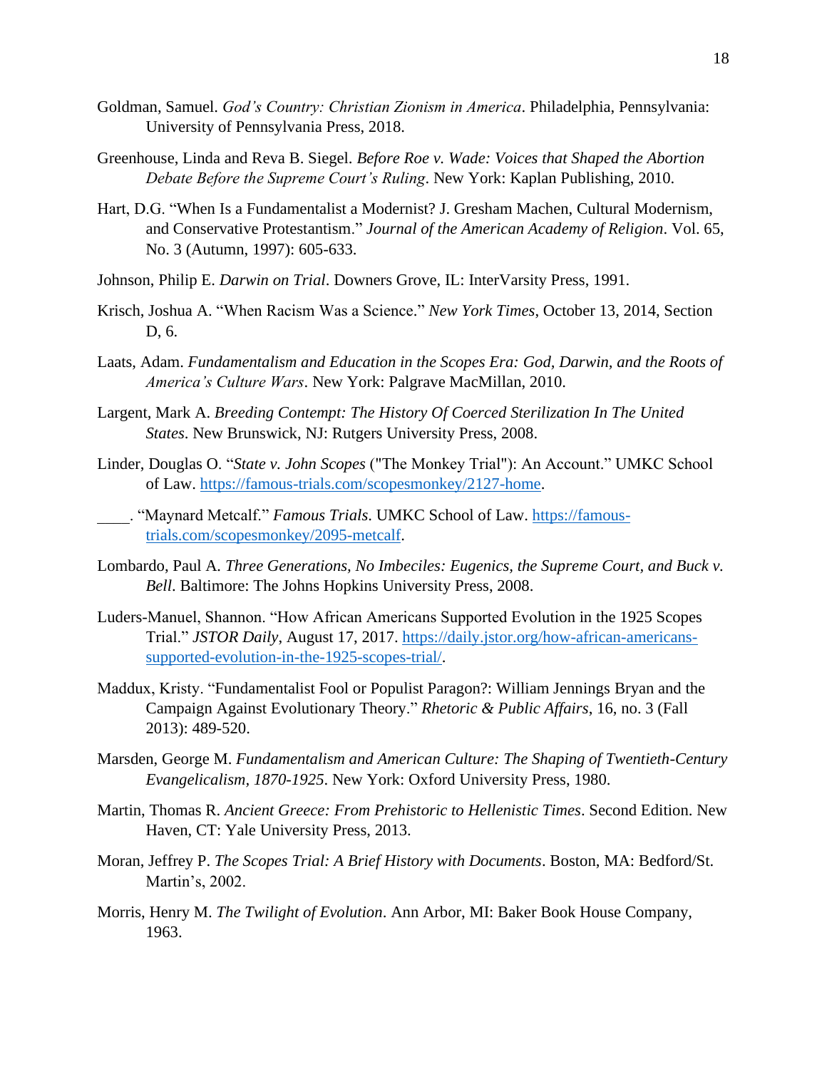Goldman, Samuel. *God's Country: Christian Zionism in America*. Philadelphia, Pennsylvania: University of Pennsylvania Press, 2018.

Greenhouse, Linda and Reva B. Siegel. *Before Roe v. Wade: Voices that Shaped the Abortion Debate Before the Supreme Court's Ruling*. New York: Kaplan Publishing, 2010.

Hart, D.G. "When Is a Fundamentalist a Modernist? J. Gresham Machen, Cultural Modernism, and Conservative Protestantism." *Journal of the American Academy of Religion*. Vol. 65, No. 3 (Autumn, 1997): 605-633.

Johnson, Philip E. *Darwin on Trial*. Downers Grove, IL: InterVarsity Press, 1991.

Krisch, Joshua A. "When Racism Was a Science." *New York Times*, October 13, 2014, Section D, 6.

Laats, Adam. *Fundamentalism and Education in the Scopes Era: God, Darwin, and the Roots of America's Culture Wars*. New York: Palgrave MacMillan, 2010.

Largent, Mark A. *Breeding Contempt: The History Of Coerced Sterilization In The United States*. New Brunswick, NJ: Rutgers University Press, 2008.

Linder, Douglas O. "*State v. John Scopes* ("The Monkey Trial"): An Account." UMKC School of Law. https://famous-trials.com/scopesmonkey/2127-home.

____. "Maynard Metcalf." *Famous Trials*. UMKC School of Law. https://famous-trials.com/scopesmonkey/2095-metcalf.

Lombardo, Paul A. *Three Generations, No Imbeciles: Eugenics, the Supreme Court, and Buck v. Bell*. Baltimore: The Johns Hopkins University Press, 2008.

Luders-Manuel, Shannon. "How African Americans Supported Evolution in the 1925 Scopes Trial." *JSTOR Daily*, August 17, 2017. https://daily.jstor.org/how-african-americans-supported-evolution-in-the-1925-scopes-trial/.

Maddux, Kristy. "Fundamentalist Fool or Populist Paragon?: William Jennings Bryan and the Campaign Against Evolutionary Theory." *Rhetoric & Public Affairs*, 16, no. 3 (Fall 2013): 489-520.

Marsden, George M. *Fundamentalism and American Culture: The Shaping of Twentieth-Century Evangelicalism, 1870-1925*. New York: Oxford University Press, 1980.

Martin, Thomas R. *Ancient Greece: From Prehistoric to Hellenistic Times*. Second Edition. New Haven, CT: Yale University Press, 2013.

Moran, Jeffrey P. *The Scopes Trial: A Brief History with Documents*. Boston, MA: Bedford/St. Martin's, 2002.

Morris, Henry M. *The Twilight of Evolution*. Ann Arbor, MI: Baker Book House Company, 1963.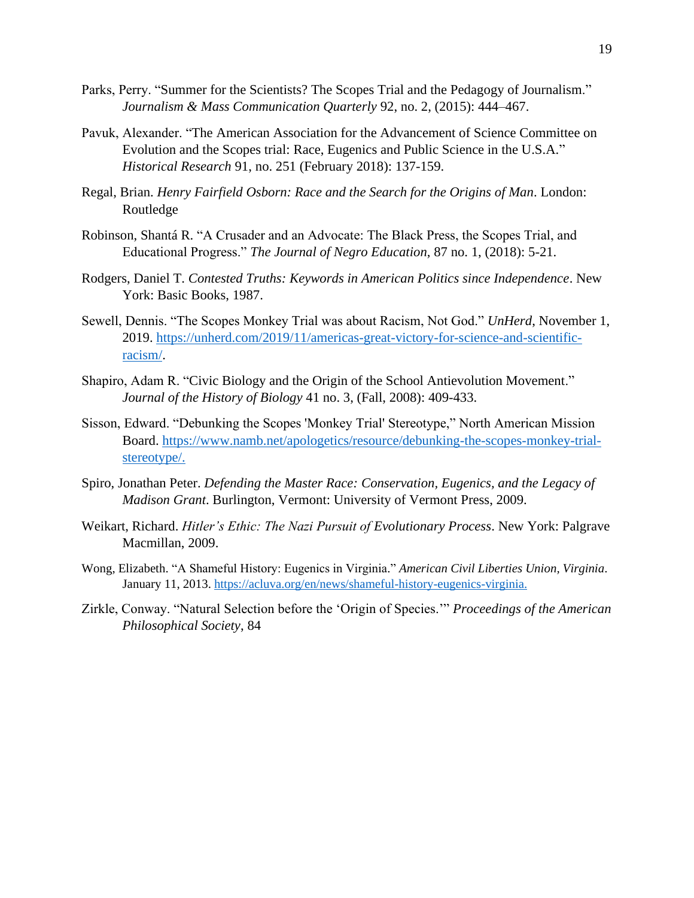Parks, Perry. "Summer for the Scientists? The Scopes Trial and the Pedagogy of Journalism." *Journalism & Mass Communication Quarterly* 92, no. 2, (2015): 444–467.

Pavuk, Alexander. "The American Association for the Advancement of Science Committee on Evolution and the Scopes trial: Race, Eugenics and Public Science in the U.S.A." *Historical Research* 91, no. 251 (February 2018): 137-159.

Regal, Brian. *Henry Fairfield Osborn: Race and the Search for the Origins of Man*. London: Routledge

Robinson, Shantá R. "A Crusader and an Advocate: The Black Press, the Scopes Trial, and Educational Progress." *The Journal of Negro Education*, 87 no. 1, (2018): 5-21.

Rodgers, Daniel T. *Contested Truths: Keywords in American Politics since Independence*. New York: Basic Books, 1987.

Sewell, Dennis. "The Scopes Monkey Trial was about Racism, Not God." *UnHerd*, November 1, 2019. [https://unherd.com/2019/11/americas-great-victory-for-science-and-scientific-racism/](https://unherd.com/2019/11/americas-great-victory-for-science-and-scientific-racism/).

Shapiro, Adam R. "Civic Biology and the Origin of the School Antievolution Movement." *Journal of the History of Biology* 41 no. 3, (Fall, 2008): 409-433.

Sisson, Edward. "Debunking the Scopes 'Monkey Trial' Stereotype," North American Mission Board. [https://www.namb.net/apologetics/resource/debunking-the-scopes-monkey-trial-stereotype/.](https://www.namb.net/apologetics/resource/debunking-the-scopes-monkey-trial-stereotype/)

Spiro, Jonathan Peter. *Defending the Master Race: Conservation, Eugenics, and the Legacy of Madison Grant*. Burlington, Vermont: University of Vermont Press, 2009.

Weikart, Richard. *Hitler's Ethic: The Nazi Pursuit of Evolutionary Process*. New York: Palgrave Macmillan, 2009.

Wong, Elizabeth. "A Shameful History: Eugenics in Virginia." *American Civil Liberties Union, Virginia*. January 11, 2013. [https://acluva.org/en/news/shameful-history-eugenics-virginia.](https://acluva.org/en/news/shameful-history-eugenics-virginia)

Zirkle, Conway. "Natural Selection before the 'Origin of Species.'" *Proceedings of the American Philosophical Society*, 84